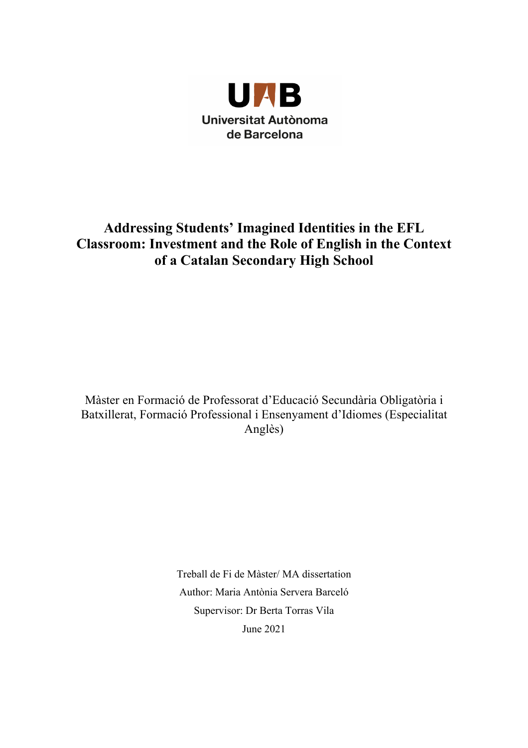Universitat Autònoma de Barcelona

# Addressing Students' Imagined Identities in the EFL Classroom: Investment and the Role of English in the Context of a Catalan Secondary High School

Màster en Formació de Professorat d'Educació Secundària Obligatòria i Batxillerat, Formació Professional i Ensenyament d'Idiomes (Especialitat Anglès)

Treball de Fi de Màster/ MA dissertation

Author: Maria Antònia Servera Barceló

Supervisor: Dr Berta Torras Vila

June 2021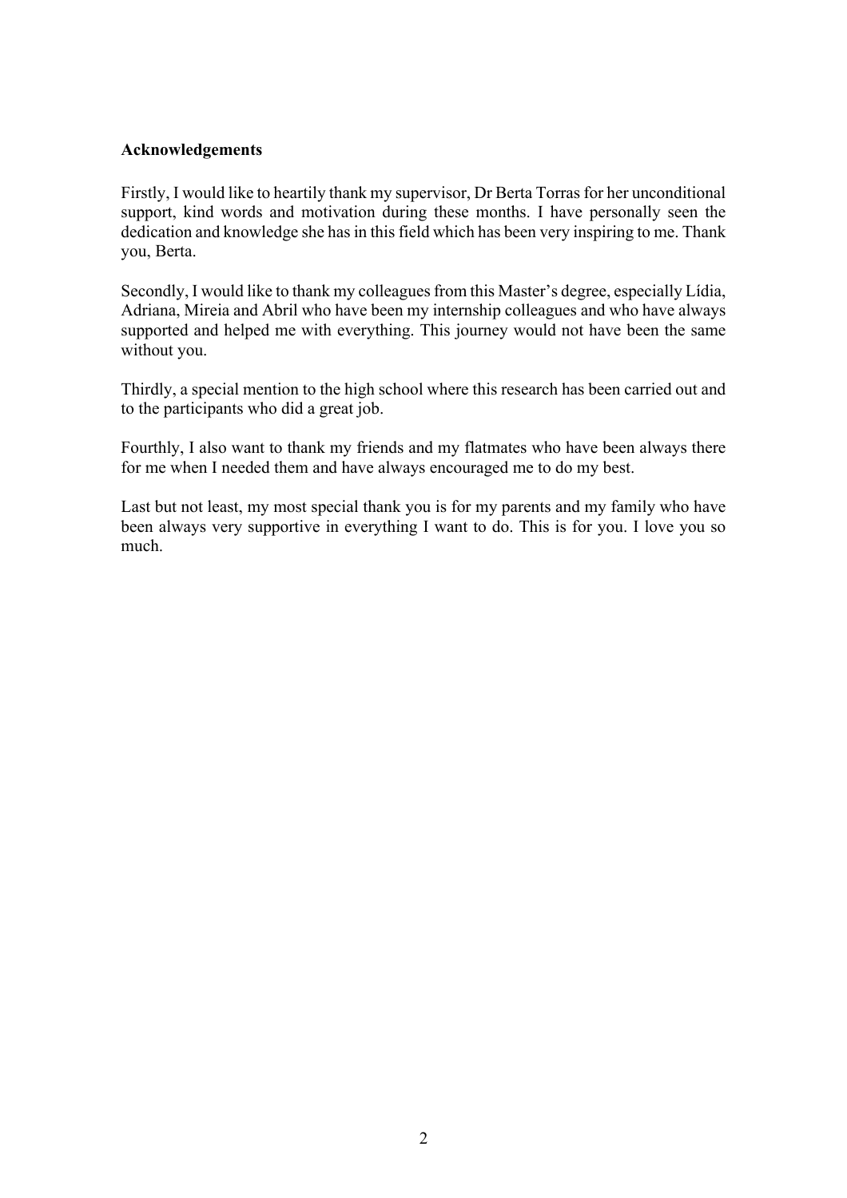**Acknowledgements**

Firstly, I would like to heartily thank my supervisor, Dr Berta Torras for her unconditional support, kind words and motivation during these months. I have personally seen the dedication and knowledge she has in this field which has been very inspiring to me. Thank you, Berta.

Secondly, I would like to thank my colleagues from this Master's degree, especially Lídia, Adriana, Mireia and Abril who have been my internship colleagues and who have always supported and helped me with everything. This journey would not have been the same without you.

Thirdly, a special mention to the high school where this research has been carried out and to the participants who did a great job.

Fourthly, I also want to thank my friends and my flatmates who have been always there for me when I needed them and have always encouraged me to do my best.

Last but not least, my most special thank you is for my parents and my family who have been always very supportive in everything I want to do. This is for you. I love you so much.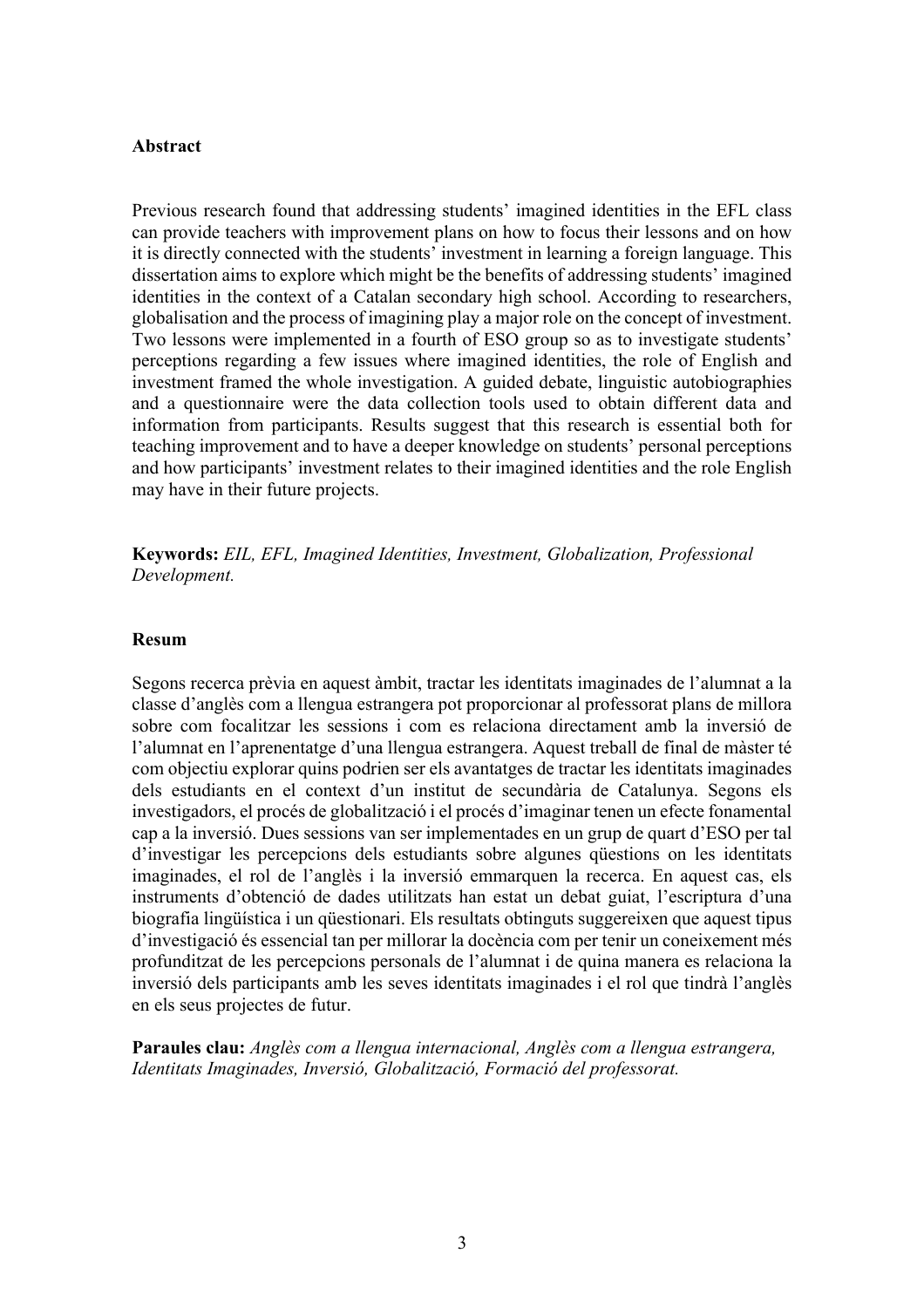## Abstract

Previous research found that addressing students' imagined identities in the EFL class can provide teachers with improvement plans on how to focus their lessons and on how it is directly connected with the students' investment in learning a foreign language. This dissertation aims to explore which might be the benefits of addressing students' imagined identities in the context of a Catalan secondary high school. According to researchers, globalisation and the process of imagining play a major role on the concept of investment. Two lessons were implemented in a fourth of ESO group so as to investigate students' perceptions regarding a few issues where imagined identities, the role of English and investment framed the whole investigation. A guided debate, linguistic autobiographies and a questionnaire were the data collection tools used to obtain different data and information from participants. Results suggest that this research is essential both for teaching improvement and to have a deeper knowledge on students' personal perceptions and how participants' investment relates to their imagined identities and the role English may have in their future projects.

**Keywords:** *EIL, EFL, Imagined Identities, Investment, Globalization, Professional Development.*

## Resum

Segons recerca prèvia en aquest àmbit, tractar les identitats imaginades de l'alumnat a la classe d'anglès com a llengua estrangera pot proporcionar al professorat plans de millora sobre com focalitzar les sessions i com es relaciona directament amb la inversió de l'alumnat en l'aprenentatge d'una llengua estrangera. Aquest treball de final de màster té com objectiu explorar quins podrien ser els avantatges de tractar les identitats imaginades dels estudiants en el context d'un institut de secundària de Catalunya. Segons els investigadors, el procés de globalització i el procés d'imaginar tenen un efecte fonamental cap a la inversió. Dues sessions van ser implementades en un grup de quart d'ESO per tal d'investigar les percepcions dels estudiants sobre algunes qüestions on les identitats imaginades, el rol de l'anglès i la inversió emmarquen la recerca. En aquest cas, els instruments d'obtenció de dades utilitzats han estat un debat guiat, l'escriptura d'una biografia lingüística i un qüestionari. Els resultats obtinguts suggereixen que aquest tipus d'investigació és essencial tan per millorar la docència com per tenir un coneixement més profunditzat de les percepcions personals de l'alumnat i de quina manera es relaciona la inversió dels participants amb les seves identitats imaginades i el rol que tindrà l'anglès en els seus projectes de futur.

**Paraules clau:** *Anglès com a llengua internacional, Anglès com a llengua estrangera, Identitats Imaginades, Inversió, Globalització, Formació del professorat.*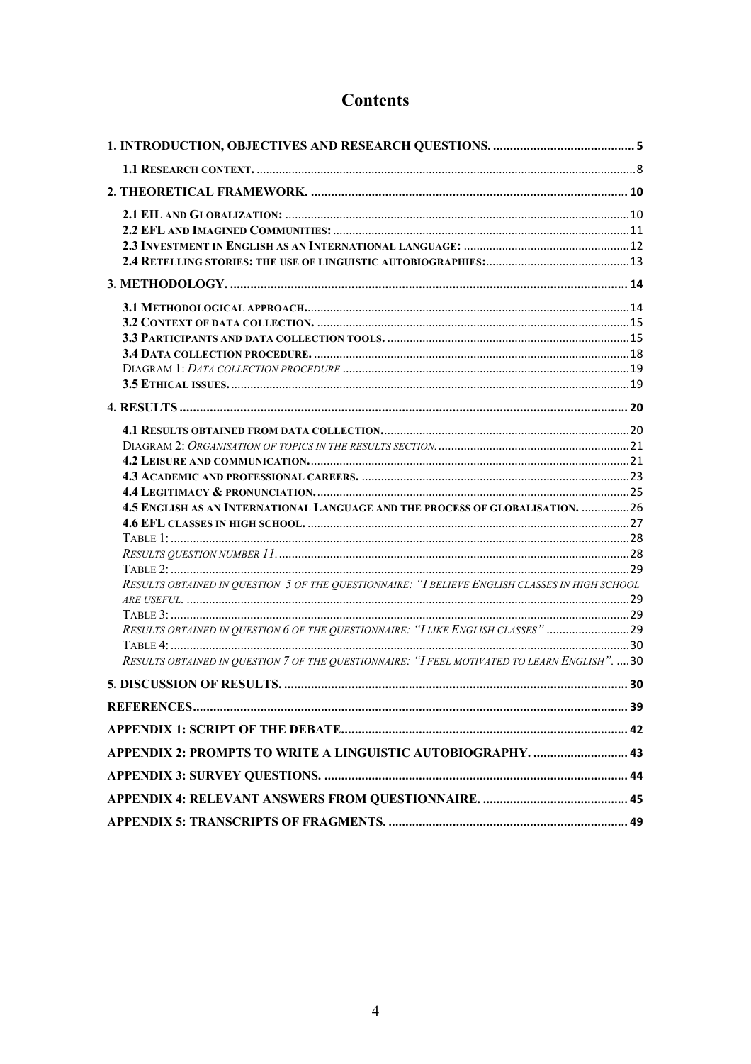# Contents

1. INTRODUCTION, OBJECTIVES AND RESEARCH QUESTIONS. .......... 5
   - 1.1 RESEARCH CONTEXT. .......... 8
2. THEORETICAL FRAMEWORK. .......... 10
   - 2.1 EIL AND GLOBALIZATION: .......... 10
   - 2.2 EFL AND IMAGINED COMMUNITIES: .......... 11
   - 2.3 INVESTMENT IN ENGLISH AS AN INTERNATIONAL LANGUAGE: .......... 12
   - 2.4 RETELLING STORIES: THE USE OF LINGUISTIC AUTOBIOGRAPHIES: .......... 13
3. METHODOLOGY. .......... 14
   - 3.1 METHODOLOGICAL APPROACH. .......... 14
   - 3.2 CONTEXT OF DATA COLLECTION. .......... 15
   - 3.3 PARTICIPANTS AND DATA COLLECTION TOOLS. .......... 15
   - 3.4 DATA COLLECTION PROCEDURE. .......... 18
   - DIAGRAM 1: *DATA COLLECTION PROCEDURE* .......... 19
   - 3.5 ETHICAL ISSUES. .......... 19
4. RESULTS .......... 20
   - 4.1 RESULTS OBTAINED FROM DATA COLLECTION. .......... 20
   - DIAGRAM 2: *ORGANISATION OF TOPICS IN THE RESULTS SECTION.* .......... 21
   - 4.2 LEISURE AND COMMUNICATION. .......... 21
   - 4.3 ACADEMIC AND PROFESSIONAL CAREERS. .......... 23
   - 4.4 LEGITIMACY & PRONUNCIATION. .......... 25
   - 4.5 ENGLISH AS AN INTERNATIONAL LANGUAGE AND THE PROCESS OF GLOBALISATION. .......... 26
   - 4.6 EFL CLASSES IN HIGH SCHOOL. .......... 27
   - TABLE 1: .......... 28
   - *RESULTS QUESTION NUMBER 11.* .......... 28
   - TABLE 2: .......... 29
   - *RESULTS OBTAINED IN QUESTION 5 OF THE QUESTIONNAIRE: "I BELIEVE ENGLISH CLASSES IN HIGH SCHOOL ARE USEFUL.* .......... 29
   - TABLE 3: .......... 29
   - *RESULTS OBTAINED IN QUESTION 6 OF THE QUESTIONNAIRE: "I LIKE ENGLISH CLASSES"* .......... 29
   - TABLE 4: .......... 30
   - *RESULTS OBTAINED IN QUESTION 7 OF THE QUESTIONNAIRE: "I FEEL MOTIVATED TO LEARN ENGLISH".* .......... 30
5. DISCUSSION OF RESULTS. .......... 30

REFERENCES .......... 39

APPENDIX 1: SCRIPT OF THE DEBATE .......... 42

APPENDIX 2: PROMPTS TO WRITE A LINGUISTIC AUTOBIOGRAPHY. .......... 43

APPENDIX 3: SURVEY QUESTIONS. .......... 44

APPENDIX 4: RELEVANT ANSWERS FROM QUESTIONNAIRE. .......... 45

APPENDIX 5: TRANSCRIPTS OF FRAGMENTS. .......... 49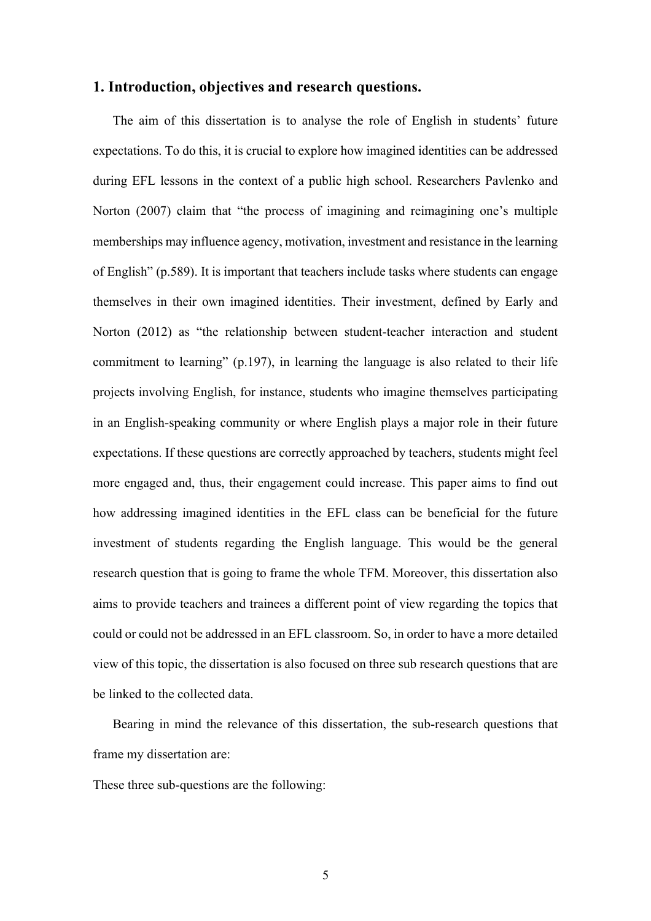## 1. Introduction, objectives and research questions.

The aim of this dissertation is to analyse the role of English in students' future expectations. To do this, it is crucial to explore how imagined identities can be addressed during EFL lessons in the context of a public high school. Researchers Pavlenko and Norton (2007) claim that "the process of imagining and reimagining one's multiple memberships may influence agency, motivation, investment and resistance in the learning of English" (p.589). It is important that teachers include tasks where students can engage themselves in their own imagined identities. Their investment, defined by Early and Norton (2012) as "the relationship between student-teacher interaction and student commitment to learning" (p.197), in learning the language is also related to their life projects involving English, for instance, students who imagine themselves participating in an English-speaking community or where English plays a major role in their future expectations. If these questions are correctly approached by teachers, students might feel more engaged and, thus, their engagement could increase. This paper aims to find out how addressing imagined identities in the EFL class can be beneficial for the future investment of students regarding the English language. This would be the general research question that is going to frame the whole TFM. Moreover, this dissertation also aims to provide teachers and trainees a different point of view regarding the topics that could or could not be addressed in an EFL classroom. So, in order to have a more detailed view of this topic, the dissertation is also focused on three sub research questions that are be linked to the collected data.

Bearing in mind the relevance of this dissertation, the sub-research questions that frame my dissertation are:

These three sub-questions are the following: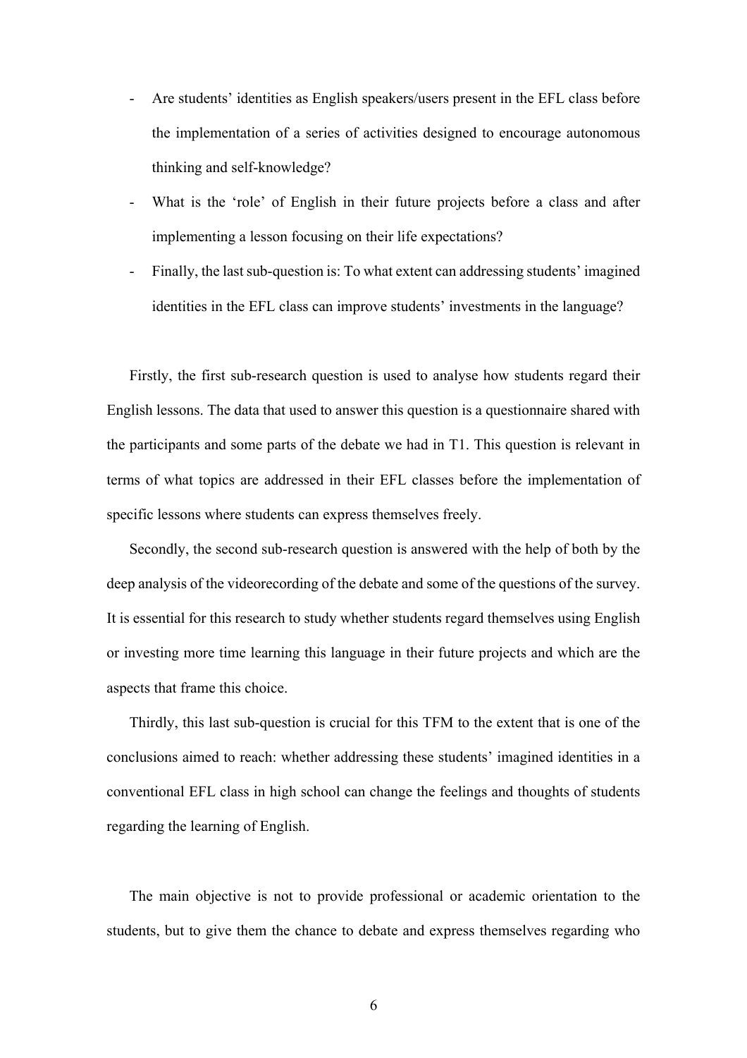- Are students' identities as English speakers/users present in the EFL class before the implementation of a series of activities designed to encourage autonomous thinking and self-knowledge?
- What is the 'role' of English in their future projects before a class and after implementing a lesson focusing on their life expectations?
- Finally, the last sub-question is: To what extent can addressing students' imagined identities in the EFL class can improve students' investments in the language?

Firstly, the first sub-research question is used to analyse how students regard their English lessons. The data that used to answer this question is a questionnaire shared with the participants and some parts of the debate we had in T1. This question is relevant in terms of what topics are addressed in their EFL classes before the implementation of specific lessons where students can express themselves freely.

Secondly, the second sub-research question is answered with the help of both by the deep analysis of the videorecording of the debate and some of the questions of the survey. It is essential for this research to study whether students regard themselves using English or investing more time learning this language in their future projects and which are the aspects that frame this choice.

Thirdly, this last sub-question is crucial for this TFM to the extent that is one of the conclusions aimed to reach: whether addressing these students' imagined identities in a conventional EFL class in high school can change the feelings and thoughts of students regarding the learning of English.

The main objective is not to provide professional or academic orientation to the students, but to give them the chance to debate and express themselves regarding who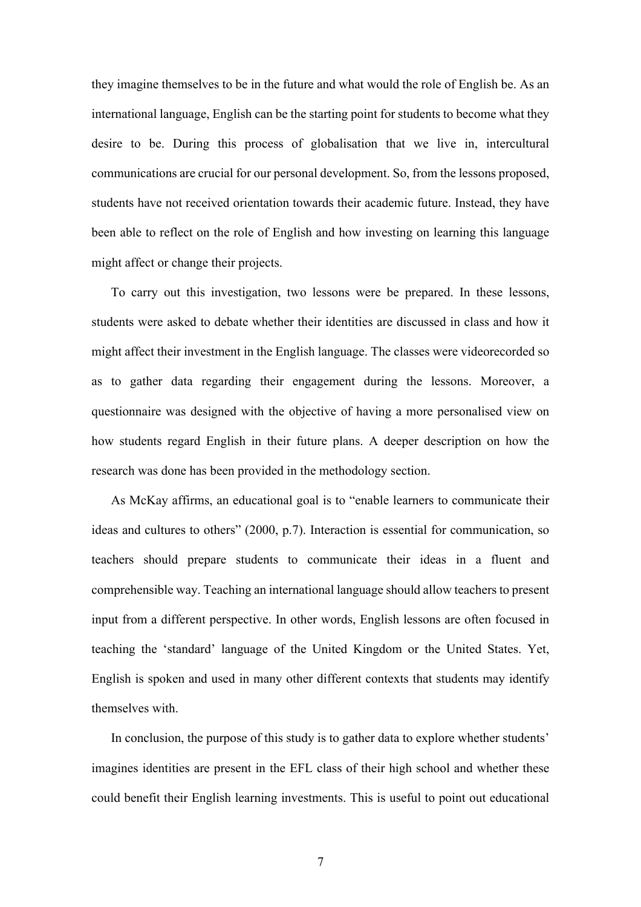they imagine themselves to be in the future and what would the role of English be. As an international language, English can be the starting point for students to become what they desire to be. During this process of globalisation that we live in, intercultural communications are crucial for our personal development. So, from the lessons proposed, students have not received orientation towards their academic future. Instead, they have been able to reflect on the role of English and how investing on learning this language might affect or change their projects.

To carry out this investigation, two lessons were be prepared. In these lessons, students were asked to debate whether their identities are discussed in class and how it might affect their investment in the English language. The classes were videorecorded so as to gather data regarding their engagement during the lessons. Moreover, a questionnaire was designed with the objective of having a more personalised view on how students regard English in their future plans. A deeper description on how the research was done has been provided in the methodology section.

As McKay affirms, an educational goal is to "enable learners to communicate their ideas and cultures to others" (2000, p.7). Interaction is essential for communication, so teachers should prepare students to communicate their ideas in a fluent and comprehensible way. Teaching an international language should allow teachers to present input from a different perspective. In other words, English lessons are often focused in teaching the 'standard' language of the United Kingdom or the United States. Yet, English is spoken and used in many other different contexts that students may identify themselves with.

In conclusion, the purpose of this study is to gather data to explore whether students' imagines identities are present in the EFL class of their high school and whether these could benefit their English learning investments. This is useful to point out educational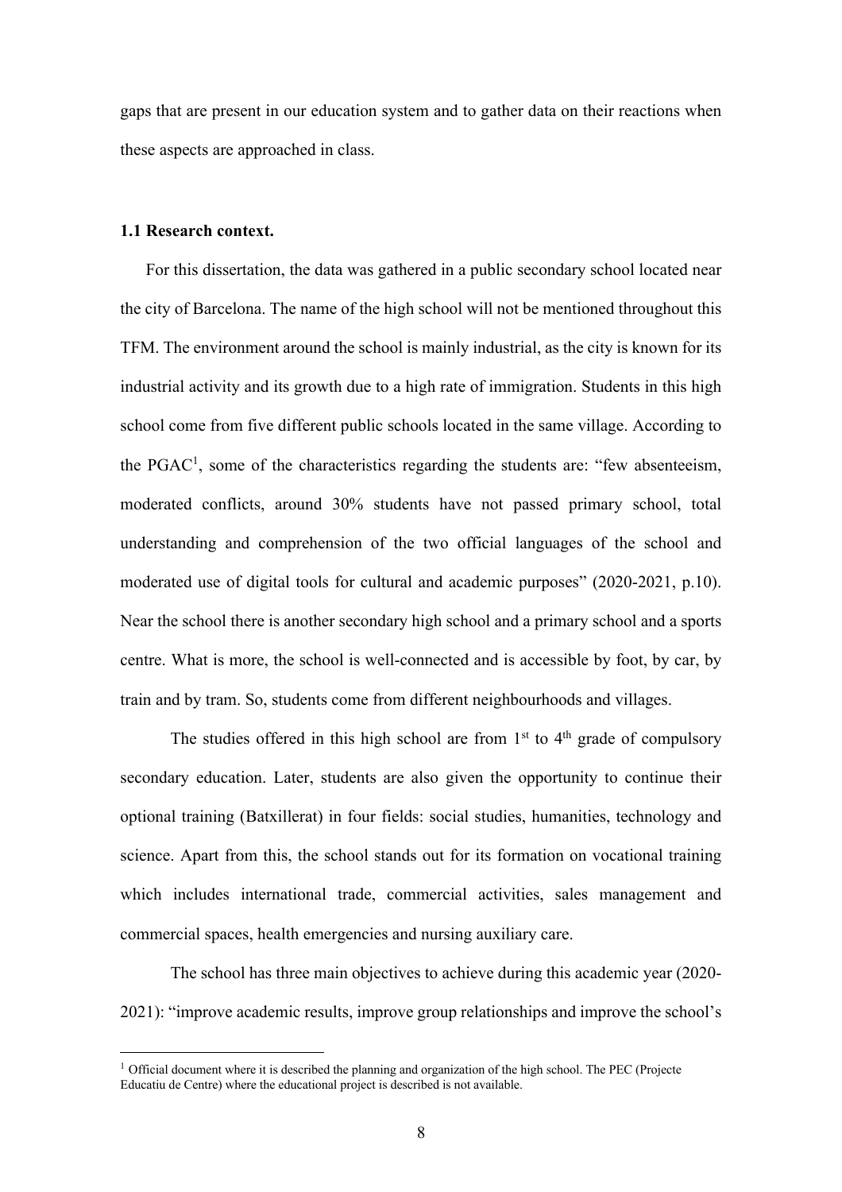gaps that are present in our education system and to gather data on their reactions when these aspects are approached in class.

### 1.1 Research context.

For this dissertation, the data was gathered in a public secondary school located near the city of Barcelona. The name of the high school will not be mentioned throughout this TFM. The environment around the school is mainly industrial, as the city is known for its industrial activity and its growth due to a high rate of immigration. Students in this high school come from five different public schools located in the same village. According to the PGAC[1], some of the characteristics regarding the students are: "few absenteeism, moderated conflicts, around 30% students have not passed primary school, total understanding and comprehension of the two official languages of the school and moderated use of digital tools for cultural and academic purposes" (2020-2021, p.10). Near the school there is another secondary high school and a primary school and a sports centre. What is more, the school is well-connected and is accessible by foot, by car, by train and by tram. So, students come from different neighbourhoods and villages.

The studies offered in this high school are from 1st to 4th grade of compulsory secondary education. Later, students are also given the opportunity to continue their optional training (Batxillerat) in four fields: social studies, humanities, technology and science. Apart from this, the school stands out for its formation on vocational training which includes international trade, commercial activities, sales management and commercial spaces, health emergencies and nursing auxiliary care.

The school has three main objectives to achieve during this academic year (2020-2021): "improve academic results, improve group relationships and improve the school's

[1] Official document where it is described the planning and organization of the high school. The PEC (Projecte Educatiu de Centre) where the educational project is described is not available.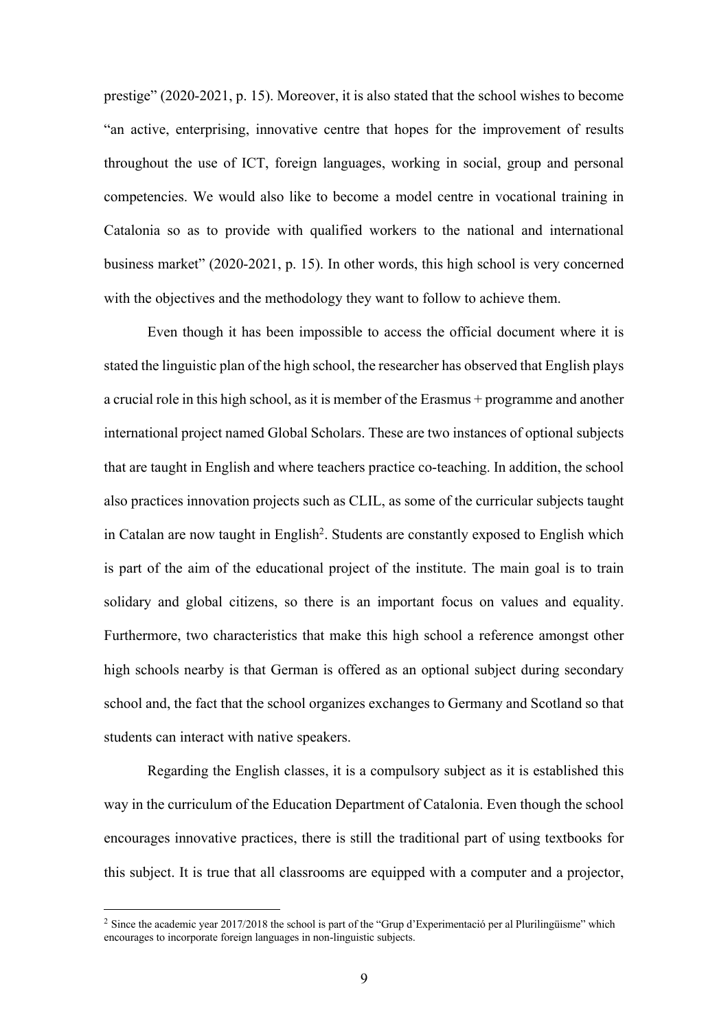prestige" (2020-2021, p. 15). Moreover, it is also stated that the school wishes to become "an active, enterprising, innovative centre that hopes for the improvement of results throughout the use of ICT, foreign languages, working in social, group and personal competencies. We would also like to become a model centre in vocational training in Catalonia so as to provide with qualified workers to the national and international business market" (2020-2021, p. 15). In other words, this high school is very concerned with the objectives and the methodology they want to follow to achieve them.

Even though it has been impossible to access the official document where it is stated the linguistic plan of the high school, the researcher has observed that English plays a crucial role in this high school, as it is member of the Erasmus + programme and another international project named Global Scholars. These are two instances of optional subjects that are taught in English and where teachers practice co-teaching. In addition, the school also practices innovation projects such as CLIL, as some of the curricular subjects taught in Catalan are now taught in English[2]. Students are constantly exposed to English which is part of the aim of the educational project of the institute. The main goal is to train solidary and global citizens, so there is an important focus on values and equality. Furthermore, two characteristics that make this high school a reference amongst other high schools nearby is that German is offered as an optional subject during secondary school and, the fact that the school organizes exchanges to Germany and Scotland so that students can interact with native speakers.

Regarding the English classes, it is a compulsory subject as it is established this way in the curriculum of the Education Department of Catalonia. Even though the school encourages innovative practices, there is still the traditional part of using textbooks for this subject. It is true that all classrooms are equipped with a computer and a projector,

[2] Since the academic year 2017/2018 the school is part of the "Grup d'Experimentació per al Plurilingüisme" which encourages to incorporate foreign languages in non-linguistic subjects.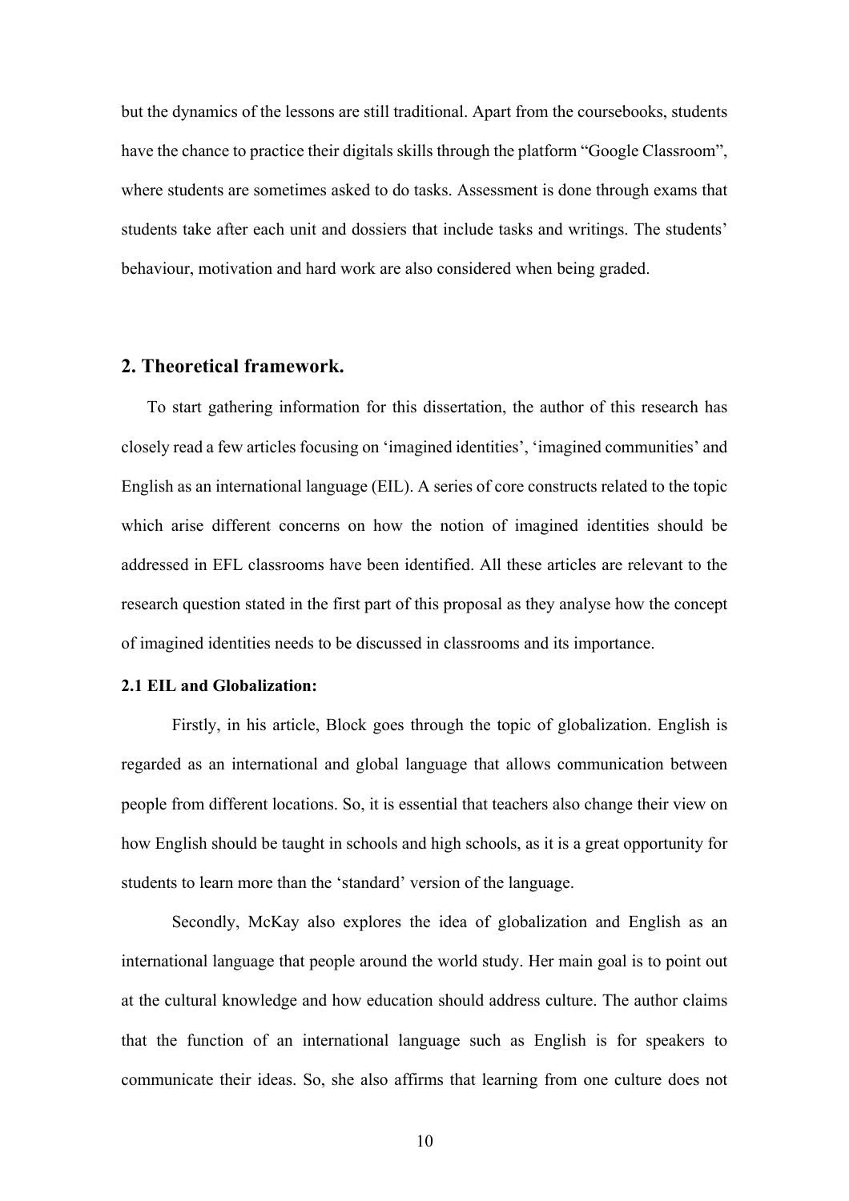but the dynamics of the lessons are still traditional. Apart from the coursebooks, students have the chance to practice their digitals skills through the platform "Google Classroom", where students are sometimes asked to do tasks. Assessment is done through exams that students take after each unit and dossiers that include tasks and writings. The students' behaviour, motivation and hard work are also considered when being graded.

## 2. Theoretical framework.

To start gathering information for this dissertation, the author of this research has closely read a few articles focusing on 'imagined identities', 'imagined communities' and English as an international language (EIL). A series of core constructs related to the topic which arise different concerns on how the notion of imagined identities should be addressed in EFL classrooms have been identified. All these articles are relevant to the research question stated in the first part of this proposal as they analyse how the concept of imagined identities needs to be discussed in classrooms and its importance.

### 2.1 EIL and Globalization:

Firstly, in his article, Block goes through the topic of globalization. English is regarded as an international and global language that allows communication between people from different locations. So, it is essential that teachers also change their view on how English should be taught in schools and high schools, as it is a great opportunity for students to learn more than the 'standard' version of the language.

Secondly, McKay also explores the idea of globalization and English as an international language that people around the world study. Her main goal is to point out at the cultural knowledge and how education should address culture. The author claims that the function of an international language such as English is for speakers to communicate their ideas. So, she also affirms that learning from one culture does not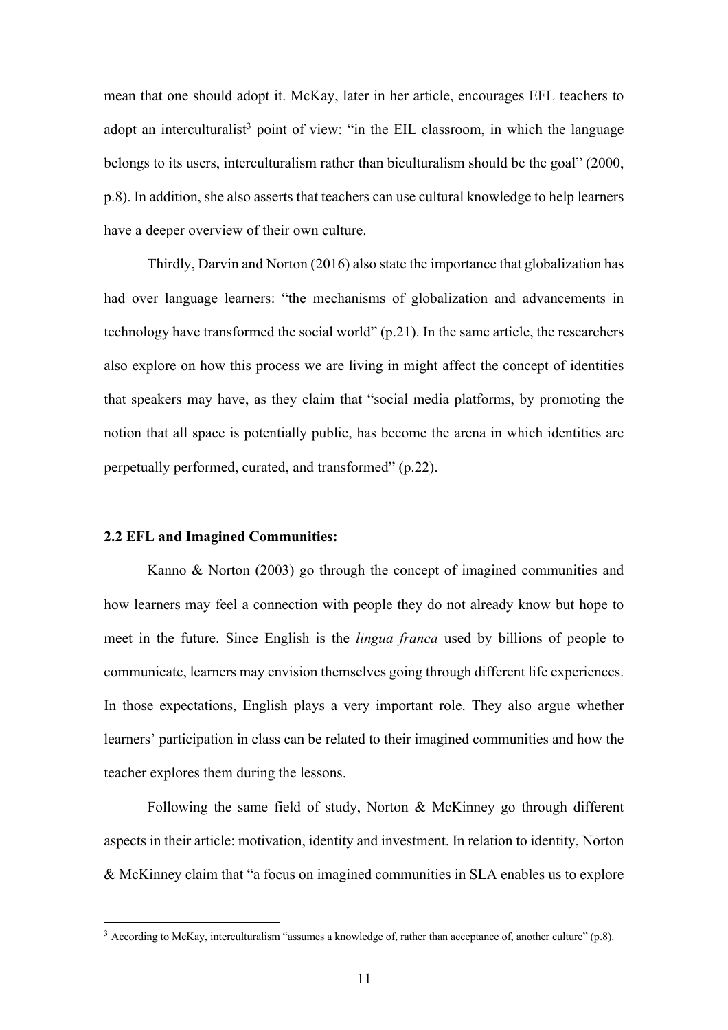mean that one should adopt it. McKay, later in her article, encourages EFL teachers to adopt an interculturalist[3] point of view: "in the EIL classroom, in which the language belongs to its users, interculturalism rather than biculturalism should be the goal" (2000, p.8). In addition, she also asserts that teachers can use cultural knowledge to help learners have a deeper overview of their own culture.

Thirdly, Darvin and Norton (2016) also state the importance that globalization has had over language learners: "the mechanisms of globalization and advancements in technology have transformed the social world" (p.21). In the same article, the researchers also explore on how this process we are living in might affect the concept of identities that speakers may have, as they claim that "social media platforms, by promoting the notion that all space is potentially public, has become the arena in which identities are perpetually performed, curated, and transformed" (p.22).

### 2.2 EFL and Imagined Communities:

Kanno & Norton (2003) go through the concept of imagined communities and how learners may feel a connection with people they do not already know but hope to meet in the future. Since English is the *lingua franca* used by billions of people to communicate, learners may envision themselves going through different life experiences. In those expectations, English plays a very important role. They also argue whether learners' participation in class can be related to their imagined communities and how the teacher explores them during the lessons.

Following the same field of study, Norton & McKinney go through different aspects in their article: motivation, identity and investment. In relation to identity, Norton & McKinney claim that "a focus on imagined communities in SLA enables us to explore

[3] According to McKay, interculturalism "assumes a knowledge of, rather than acceptance of, another culture" (p.8).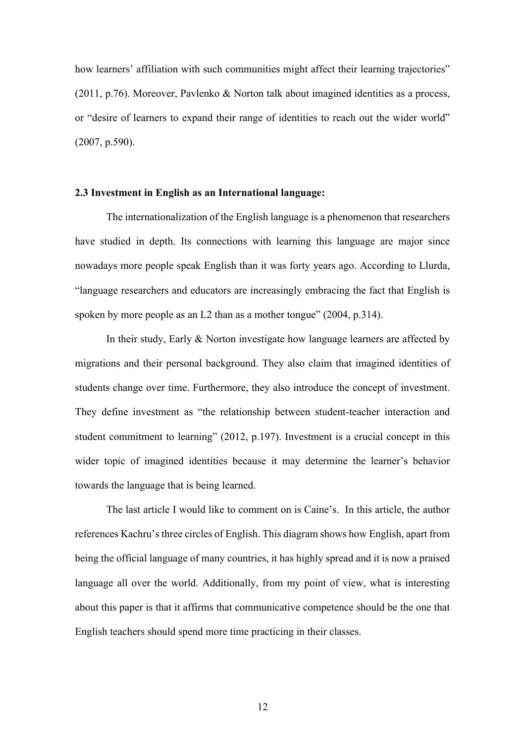how learners' affiliation with such communities might affect their learning trajectories" (2011, p.76). Moreover, Pavlenko & Norton talk about imagined identities as a process, or "desire of learners to expand their range of identities to reach out the wider world" (2007, p.590).

### 2.3 Investment in English as an International language:

The internationalization of the English language is a phenomenon that researchers have studied in depth. Its connections with learning this language are major since nowadays more people speak English than it was forty years ago. According to Llurda, "language researchers and educators are increasingly embracing the fact that English is spoken by more people as an L2 than as a mother tongue" (2004, p.314).

In their study, Early & Norton investigate how language learners are affected by migrations and their personal background. They also claim that imagined identities of students change over time. Furthermore, they also introduce the concept of investment. They define investment as "the relationship between student-teacher interaction and student commitment to learning" (2012, p.197). Investment is a crucial concept in this wider topic of imagined identities because it may determine the learner's behavior towards the language that is being learned.

The last article I would like to comment on is Caine's. In this article, the author references Kachru's three circles of English. This diagram shows how English, apart from being the official language of many countries, it has highly spread and it is now a praised language all over the world. Additionally, from my point of view, what is interesting about this paper is that it affirms that communicative competence should be the one that English teachers should spend more time practicing in their classes.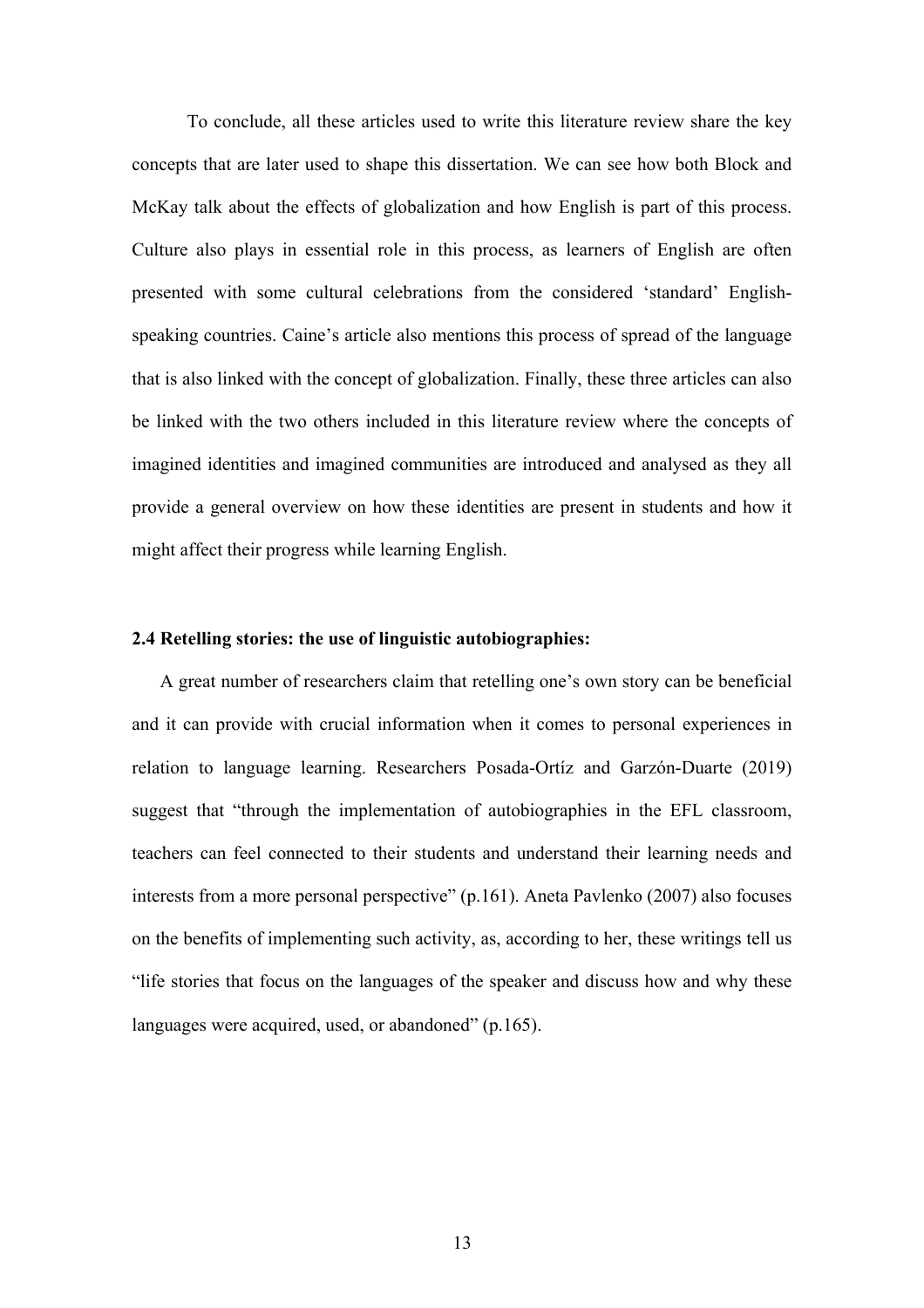To conclude, all these articles used to write this literature review share the key concepts that are later used to shape this dissertation. We can see how both Block and McKay talk about the effects of globalization and how English is part of this process. Culture also plays in essential role in this process, as learners of English are often presented with some cultural celebrations from the considered 'standard' English-speaking countries. Caine's article also mentions this process of spread of the language that is also linked with the concept of globalization. Finally, these three articles can also be linked with the two others included in this literature review where the concepts of imagined identities and imagined communities are introduced and analysed as they all provide a general overview on how these identities are present in students and how it might affect their progress while learning English.

### 2.4 Retelling stories: the use of linguistic autobiographies:

A great number of researchers claim that retelling one's own story can be beneficial and it can provide with crucial information when it comes to personal experiences in relation to language learning. Researchers Posada-Ortíz and Garzón-Duarte (2019) suggest that "through the implementation of autobiographies in the EFL classroom, teachers can feel connected to their students and understand their learning needs and interests from a more personal perspective" (p.161). Aneta Pavlenko (2007) also focuses on the benefits of implementing such activity, as, according to her, these writings tell us "life stories that focus on the languages of the speaker and discuss how and why these languages were acquired, used, or abandoned" (p.165).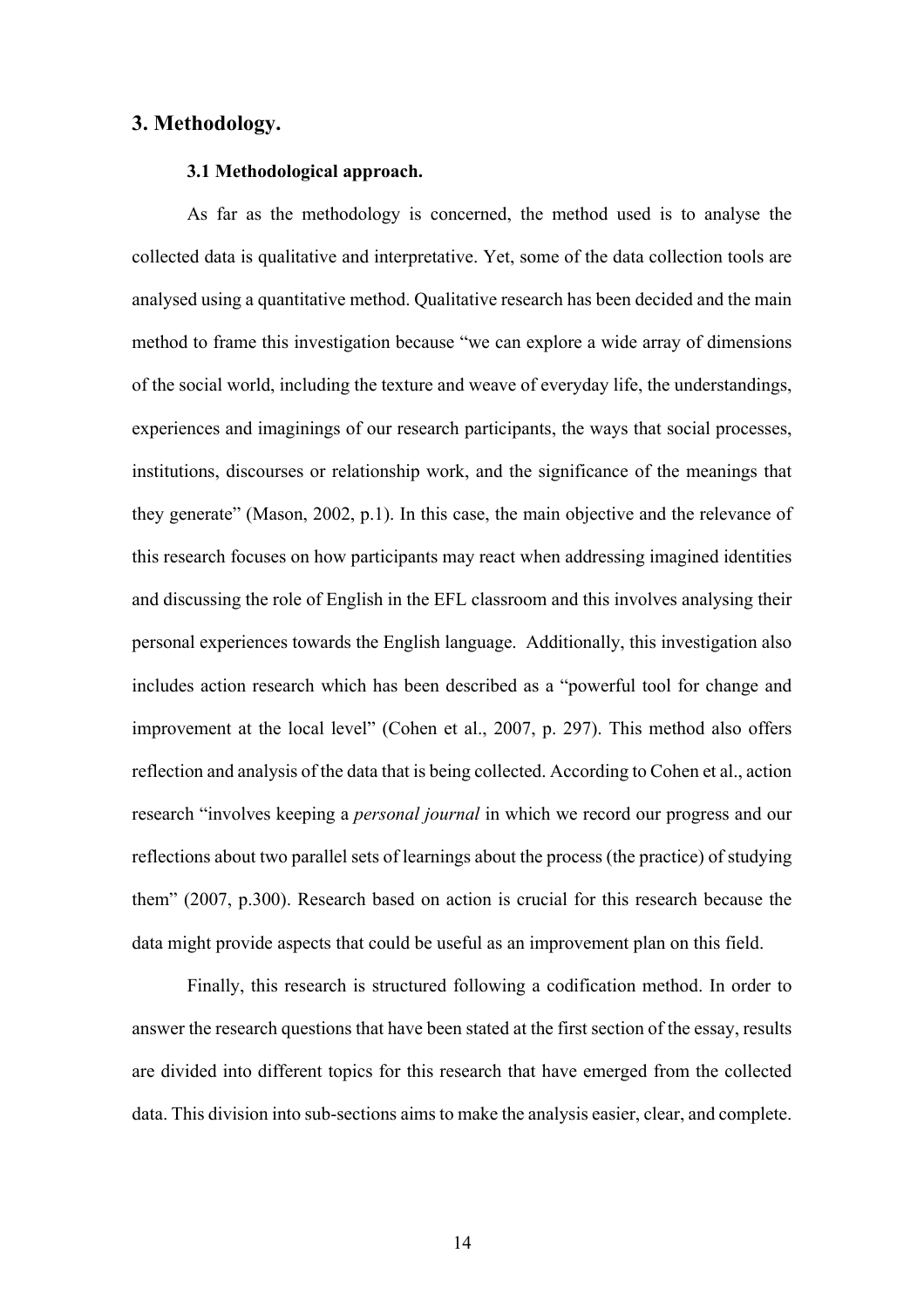## 3. Methodology.

### 3.1 Methodological approach.

As far as the methodology is concerned, the method used is to analyse the collected data is qualitative and interpretative. Yet, some of the data collection tools are analysed using a quantitative method. Qualitative research has been decided and the main method to frame this investigation because "we can explore a wide array of dimensions of the social world, including the texture and weave of everyday life, the understandings, experiences and imaginings of our research participants, the ways that social processes, institutions, discourses or relationship work, and the significance of the meanings that they generate" (Mason, 2002, p.1). In this case, the main objective and the relevance of this research focuses on how participants may react when addressing imagined identities and discussing the role of English in the EFL classroom and this involves analysing their personal experiences towards the English language. Additionally, this investigation also includes action research which has been described as a "powerful tool for change and improvement at the local level" (Cohen et al., 2007, p. 297). This method also offers reflection and analysis of the data that is being collected. According to Cohen et al., action research "involves keeping a *personal journal* in which we record our progress and our reflections about two parallel sets of learnings about the process (the practice) of studying them" (2007, p.300). Research based on action is crucial for this research because the data might provide aspects that could be useful as an improvement plan on this field.

Finally, this research is structured following a codification method. In order to answer the research questions that have been stated at the first section of the essay, results are divided into different topics for this research that have emerged from the collected data. This division into sub-sections aims to make the analysis easier, clear, and complete.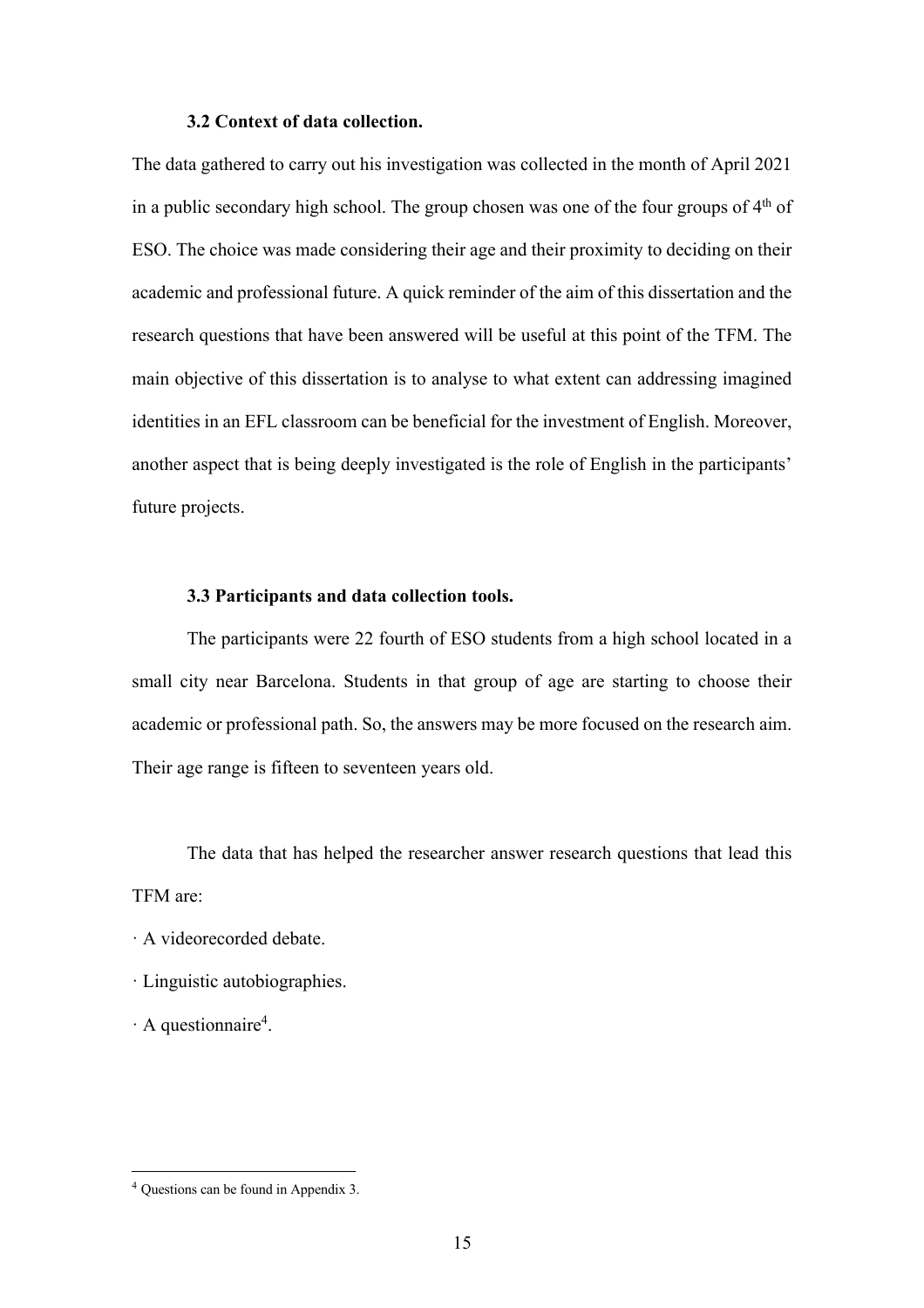### 3.2 Context of data collection.

The data gathered to carry out his investigation was collected in the month of April 2021 in a public secondary high school. The group chosen was one of the four groups of 4$^{th}$ of ESO. The choice was made considering their age and their proximity to deciding on their academic and professional future. A quick reminder of the aim of this dissertation and the research questions that have been answered will be useful at this point of the TFM. The main objective of this dissertation is to analyse to what extent can addressing imagined identities in an EFL classroom can be beneficial for the investment of English. Moreover, another aspect that is being deeply investigated is the role of English in the participants' future projects.

### 3.3 Participants and data collection tools.

The participants were 22 fourth of ESO students from a high school located in a small city near Barcelona. Students in that group of age are starting to choose their academic or professional path. So, the answers may be more focused on the research aim. Their age range is fifteen to seventeen years old.

The data that has helped the researcher answer research questions that lead this TFM are:

· A videorecorded debate.

· Linguistic autobiographies.

· A questionnaire[4].

[4] Questions can be found in Appendix 3.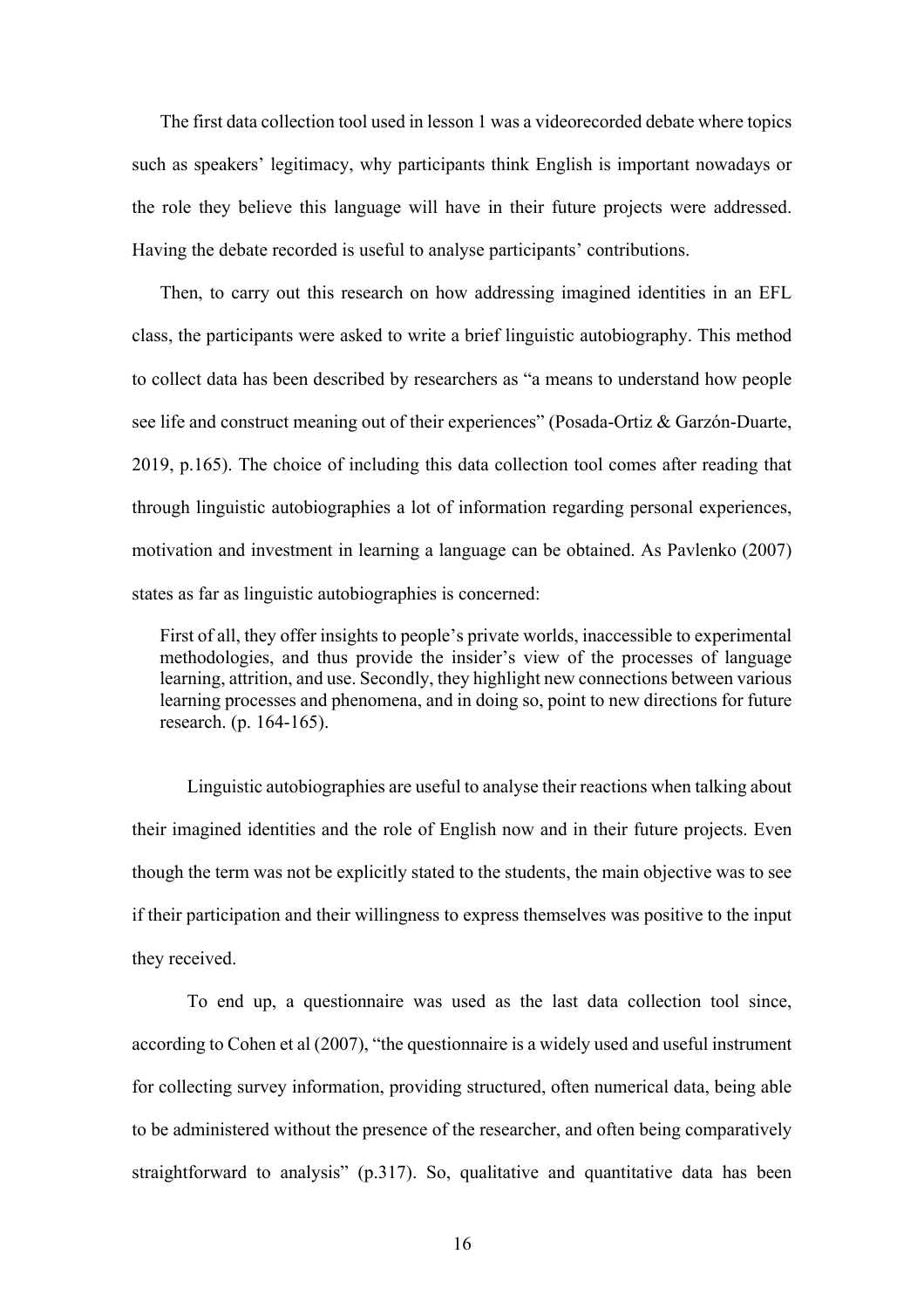The first data collection tool used in lesson 1 was a videorecorded debate where topics such as speakers' legitimacy, why participants think English is important nowadays or the role they believe this language will have in their future projects were addressed. Having the debate recorded is useful to analyse participants' contributions.

Then, to carry out this research on how addressing imagined identities in an EFL class, the participants were asked to write a brief linguistic autobiography. This method to collect data has been described by researchers as "a means to understand how people see life and construct meaning out of their experiences" (Posada-Ortiz & Garzón-Duarte, 2019, p.165). The choice of including this data collection tool comes after reading that through linguistic autobiographies a lot of information regarding personal experiences, motivation and investment in learning a language can be obtained. As Pavlenko (2007) states as far as linguistic autobiographies is concerned:

> First of all, they offer insights to people's private worlds, inaccessible to experimental methodologies, and thus provide the insider's view of the processes of language learning, attrition, and use. Secondly, they highlight new connections between various learning processes and phenomena, and in doing so, point to new directions for future research. (p. 164-165).

Linguistic autobiographies are useful to analyse their reactions when talking about their imagined identities and the role of English now and in their future projects. Even though the term was not be explicitly stated to the students, the main objective was to see if their participation and their willingness to express themselves was positive to the input they received.

To end up, a questionnaire was used as the last data collection tool since, according to Cohen et al (2007), "the questionnaire is a widely used and useful instrument for collecting survey information, providing structured, often numerical data, being able to be administered without the presence of the researcher, and often being comparatively straightforward to analysis" (p.317). So, qualitative and quantitative data has been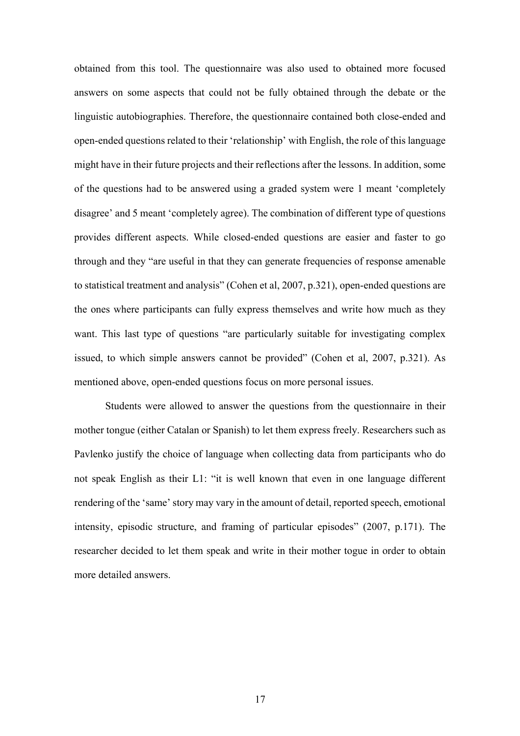obtained from this tool. The questionnaire was also used to obtained more focused answers on some aspects that could not be fully obtained through the debate or the linguistic autobiographies. Therefore, the questionnaire contained both close-ended and open-ended questions related to their 'relationship' with English, the role of this language might have in their future projects and their reflections after the lessons. In addition, some of the questions had to be answered using a graded system were 1 meant 'completely disagree' and 5 meant 'completely agree). The combination of different type of questions provides different aspects. While closed-ended questions are easier and faster to go through and they "are useful in that they can generate frequencies of response amenable to statistical treatment and analysis" (Cohen et al, 2007, p.321), open-ended questions are the ones where participants can fully express themselves and write how much as they want. This last type of questions "are particularly suitable for investigating complex issued, to which simple answers cannot be provided" (Cohen et al, 2007, p.321). As mentioned above, open-ended questions focus on more personal issues.

Students were allowed to answer the questions from the questionnaire in their mother tongue (either Catalan or Spanish) to let them express freely. Researchers such as Pavlenko justify the choice of language when collecting data from participants who do not speak English as their L1: "it is well known that even in one language different rendering of the 'same' story may vary in the amount of detail, reported speech, emotional intensity, episodic structure, and framing of particular episodes" (2007, p.171). The researcher decided to let them speak and write in their mother togue in order to obtain more detailed answers.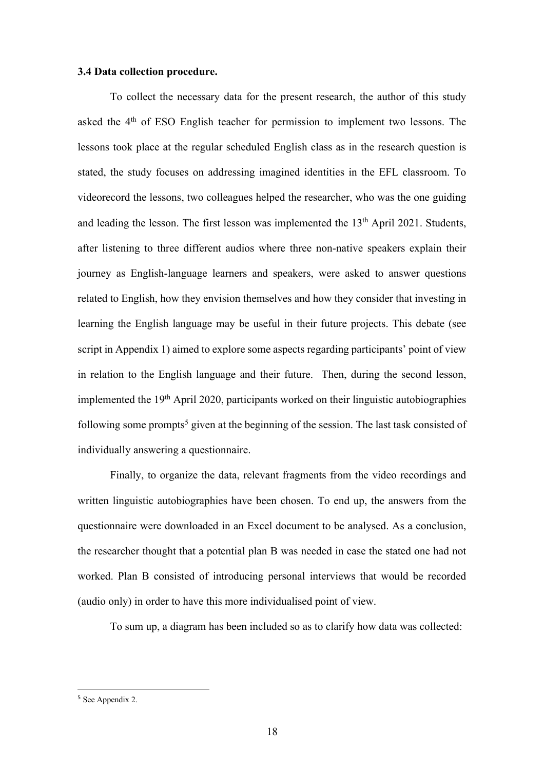### 3.4 Data collection procedure.

To collect the necessary data for the present research, the author of this study asked the 4th of ESO English teacher for permission to implement two lessons. The lessons took place at the regular scheduled English class as in the research question is stated, the study focuses on addressing imagined identities in the EFL classroom. To videorecord the lessons, two colleagues helped the researcher, who was the one guiding and leading the lesson. The first lesson was implemented the 13th April 2021. Students, after listening to three different audios where three non-native speakers explain their journey as English-language learners and speakers, were asked to answer questions related to English, how they envision themselves and how they consider that investing in learning the English language may be useful in their future projects. This debate (see script in Appendix 1) aimed to explore some aspects regarding participants' point of view in relation to the English language and their future. Then, during the second lesson, implemented the 19th April 2020, participants worked on their linguistic autobiographies following some prompts[5] given at the beginning of the session. The last task consisted of individually answering a questionnaire.

Finally, to organize the data, relevant fragments from the video recordings and written linguistic autobiographies have been chosen. To end up, the answers from the questionnaire were downloaded in an Excel document to be analysed. As a conclusion, the researcher thought that a potential plan B was needed in case the stated one had not worked. Plan B consisted of introducing personal interviews that would be recorded (audio only) in order to have this more individualised point of view.

To sum up, a diagram has been included so as to clarify how data was collected:

[5] See Appendix 2.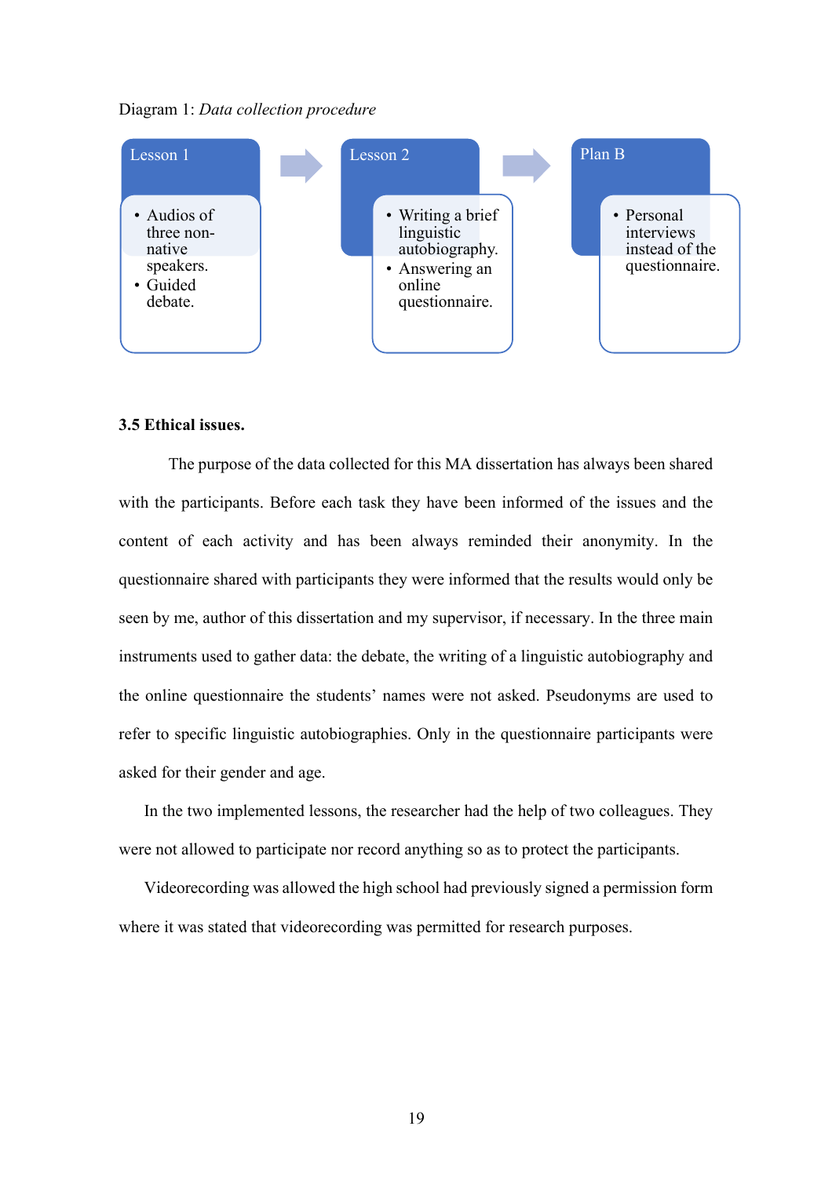Diagram 1: *Data collection procedure*

**Lesson 1**
- Audios of three non-native speakers.
- Guided debate.

**Lesson 2**
- Writing a brief linguistic autobiography.
- Answering an online questionnaire.

**Plan B**
- Personal interviews instead of the questionnaire.

**3.5 Ethical issues.**

The purpose of the data collected for this MA dissertation has always been shared with the participants. Before each task they have been informed of the issues and the content of each activity and has been always reminded their anonymity. In the questionnaire shared with participants they were informed that the results would only be seen by me, author of this dissertation and my supervisor, if necessary. In the three main instruments used to gather data: the debate, the writing of a linguistic autobiography and the online questionnaire the students' names were not asked. Pseudonyms are used to refer to specific linguistic autobiographies. Only in the questionnaire participants were asked for their gender and age.

In the two implemented lessons, the researcher had the help of two colleagues. They were not allowed to participate nor record anything so as to protect the participants.

Videorecording was allowed the high school had previously signed a permission form where it was stated that videorecording was permitted for research purposes.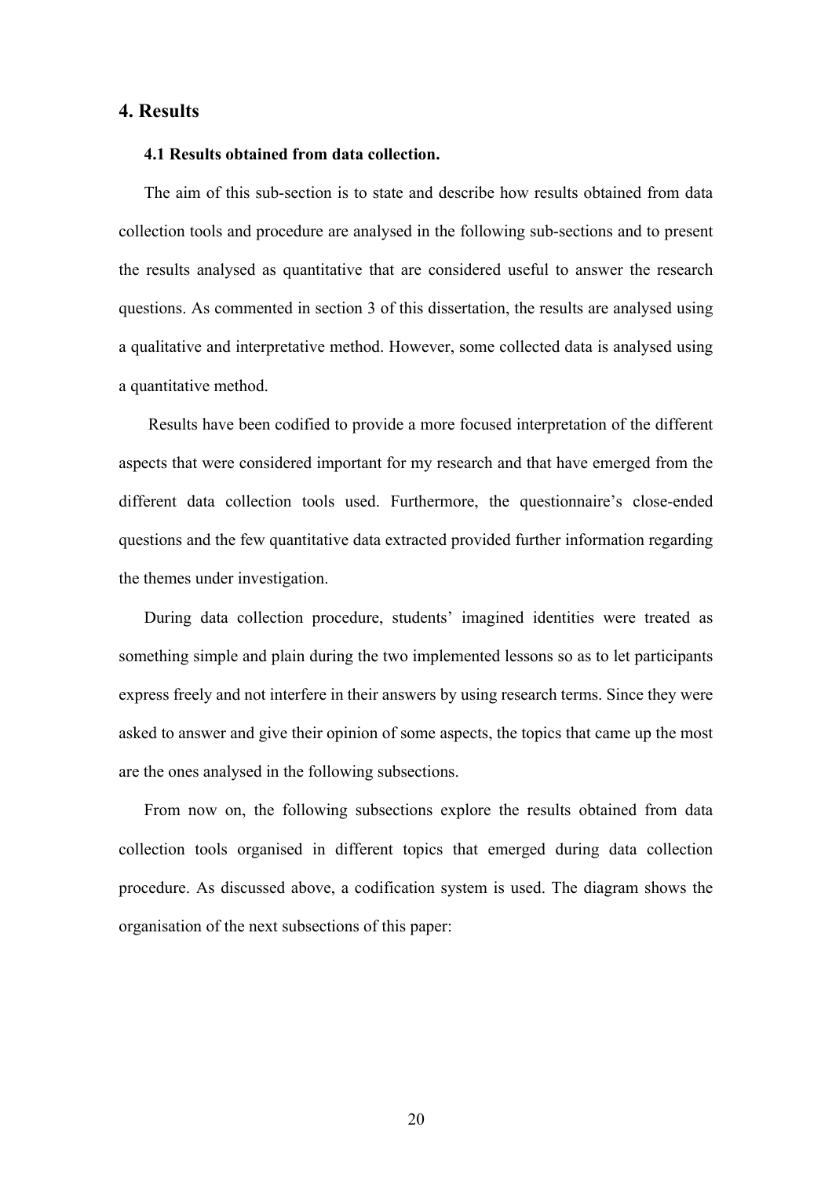## 4. Results

### 4.1 Results obtained from data collection.

The aim of this sub-section is to state and describe how results obtained from data collection tools and procedure are analysed in the following sub-sections and to present the results analysed as quantitative that are considered useful to answer the research questions. As commented in section 3 of this dissertation, the results are analysed using a qualitative and interpretative method. However, some collected data is analysed using a quantitative method.

Results have been codified to provide a more focused interpretation of the different aspects that were considered important for my research and that have emerged from the different data collection tools used. Furthermore, the questionnaire's close-ended questions and the few quantitative data extracted provided further information regarding the themes under investigation.

During data collection procedure, students' imagined identities were treated as something simple and plain during the two implemented lessons so as to let participants express freely and not interfere in their answers by using research terms. Since they were asked to answer and give their opinion of some aspects, the topics that came up the most are the ones analysed in the following subsections.

From now on, the following subsections explore the results obtained from data collection tools organised in different topics that emerged during data collection procedure. As discussed above, a codification system is used. The diagram shows the organisation of the next subsections of this paper: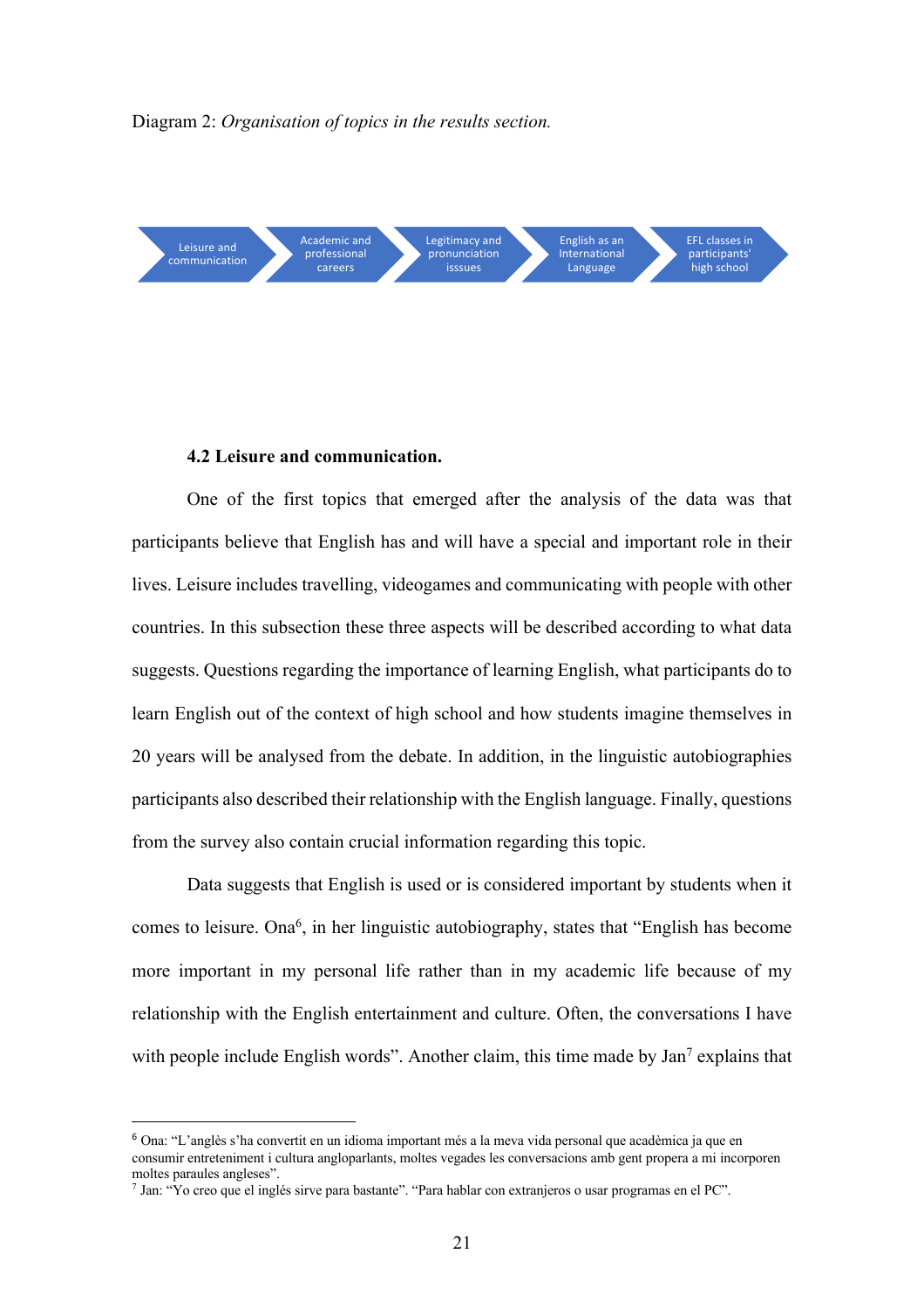Diagram 2: *Organisation of topics in the results section.*

Leisure and communication → Academic and professional careers → Legitimacy and pronunciation isssues → English as an International Language → EFL classes in participants' high school

**4.2 Leisure and communication.**

One of the first topics that emerged after the analysis of the data was that participants believe that English has and will have a special and important role in their lives. Leisure includes travelling, videogames and communicating with people with other countries. In this subsection these three aspects will be described according to what data suggests. Questions regarding the importance of learning English, what participants do to learn English out of the context of high school and how students imagine themselves in 20 years will be analysed from the debate. In addition, in the linguistic autobiographies participants also described their relationship with the English language. Finally, questions from the survey also contain crucial information regarding this topic.

Data suggests that English is used or is considered important by students when it comes to leisure. Ona[6], in her linguistic autobiography, states that "English has become more important in my personal life rather than in my academic life because of my relationship with the English entertainment and culture. Often, the conversations I have with people include English words". Another claim, this time made by Jan[7] explains that

---

[6] Ona: "L'anglès s'ha convertit en un idioma important més a la meva vida personal que acadèmica ja que en consumir entreteniment i cultura angloparlants, moltes vegades les conversacions amb gent propera a mi incorporen moltes paraules angleses".

[7] Jan: "Yo creo que el inglés sirve para bastante". "Para hablar con extranjeros o usar programas en el PC".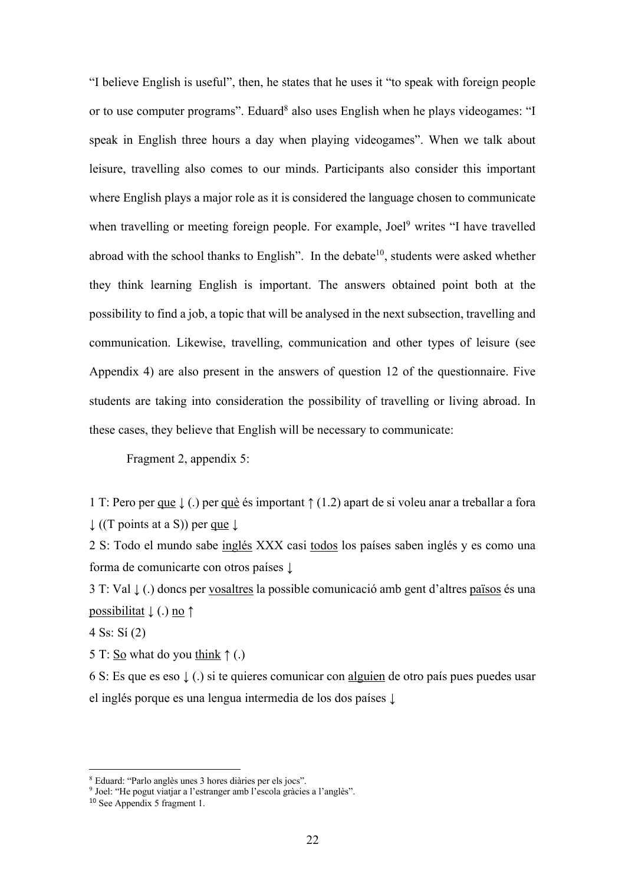"I believe English is useful", then, he states that he uses it "to speak with foreign people or to use computer programs". Eduard[8] also uses English when he plays videogames: "I speak in English three hours a day when playing videogames". When we talk about leisure, travelling also comes to our minds. Participants also consider this important where English plays a major role as it is considered the language chosen to communicate when travelling or meeting foreign people. For example, Joel[9] writes "I have travelled abroad with the school thanks to English". In the debate[10], students were asked whether they think learning English is important. The answers obtained point both at the possibility to find a job, a topic that will be analysed in the next subsection, travelling and communication. Likewise, travelling, communication and other types of leisure (see Appendix 4) are also present in the answers of question 12 of the questionnaire. Five students are taking into consideration the possibility of travelling or living abroad. In these cases, they believe that English will be necessary to communicate:

Fragment 2, appendix 5:

1 T: Pero per <u>que</u> ↓ (.) per <u>què</u> és important ↑ (1.2) apart de si voleu anar a treballar a fora ↓ ((T points at a S)) per <u>que</u> ↓

2 S: Todo el mundo sabe <u>inglés</u> XXX casi <u>todos</u> los países saben inglés y es como una forma de comunicarte con otros países ↓

3 T: Val ↓ (.) doncs per <u>vosaltres</u> la possible comunicació amb gent d'altres <u>països</u> és una <u>possibilitat</u> ↓ (.) <u>no</u> ↑

4 Ss: Sí (2)

5 T: <u>So</u> what do you <u>think</u> ↑ (.)

6 S: Es que es eso ↓ (.) si te quieres comunicar con <u>alguien</u> de otro país pues puedes usar el inglés porque es una lengua intermedia de los dos países ↓

---

[8] Eduard: "Parlo anglès unes 3 hores diàries per els jocs".
[9] Joel: "He pogut viatjar a l'estranger amb l'escola gràcies a l'anglès".
[10] See Appendix 5 fragment 1.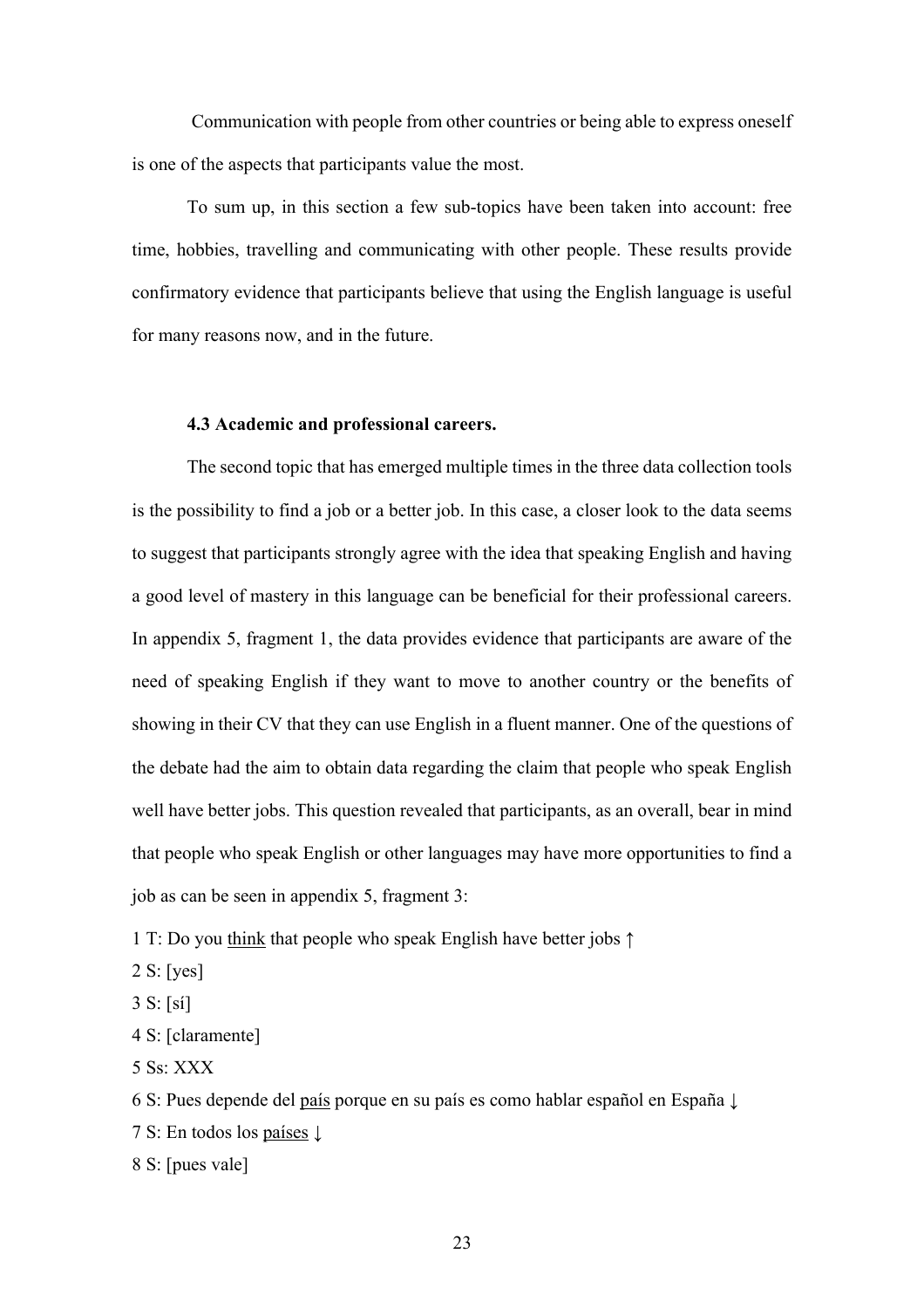Communication with people from other countries or being able to express oneself is one of the aspects that participants value the most.

To sum up, in this section a few sub-topics have been taken into account: free time, hobbies, travelling and communicating with other people. These results provide confirmatory evidence that participants believe that using the English language is useful for many reasons now, and in the future.

### 4.3 Academic and professional careers.

The second topic that has emerged multiple times in the three data collection tools is the possibility to find a job or a better job. In this case, a closer look to the data seems to suggest that participants strongly agree with the idea that speaking English and having a good level of mastery in this language can be beneficial for their professional careers. In appendix 5, fragment 1, the data provides evidence that participants are aware of the need of speaking English if they want to move to another country or the benefits of showing in their CV that they can use English in a fluent manner. One of the questions of the debate had the aim to obtain data regarding the claim that people who speak English well have better jobs. This question revealed that participants, as an overall, bear in mind that people who speak English or other languages may have more opportunities to find a job as can be seen in appendix 5, fragment 3:

1 T: Do you <u>think</u> that people who speak English have better jobs ↑

2 S: [yes]

3 S: [sí]

4 S: [claramente]

5 Ss: XXX

6 S: Pues depende del <u>país</u> porque en su país es como hablar español en España ↓

7 S: En todos los <u>países</u> ↓

8 S: [pues vale]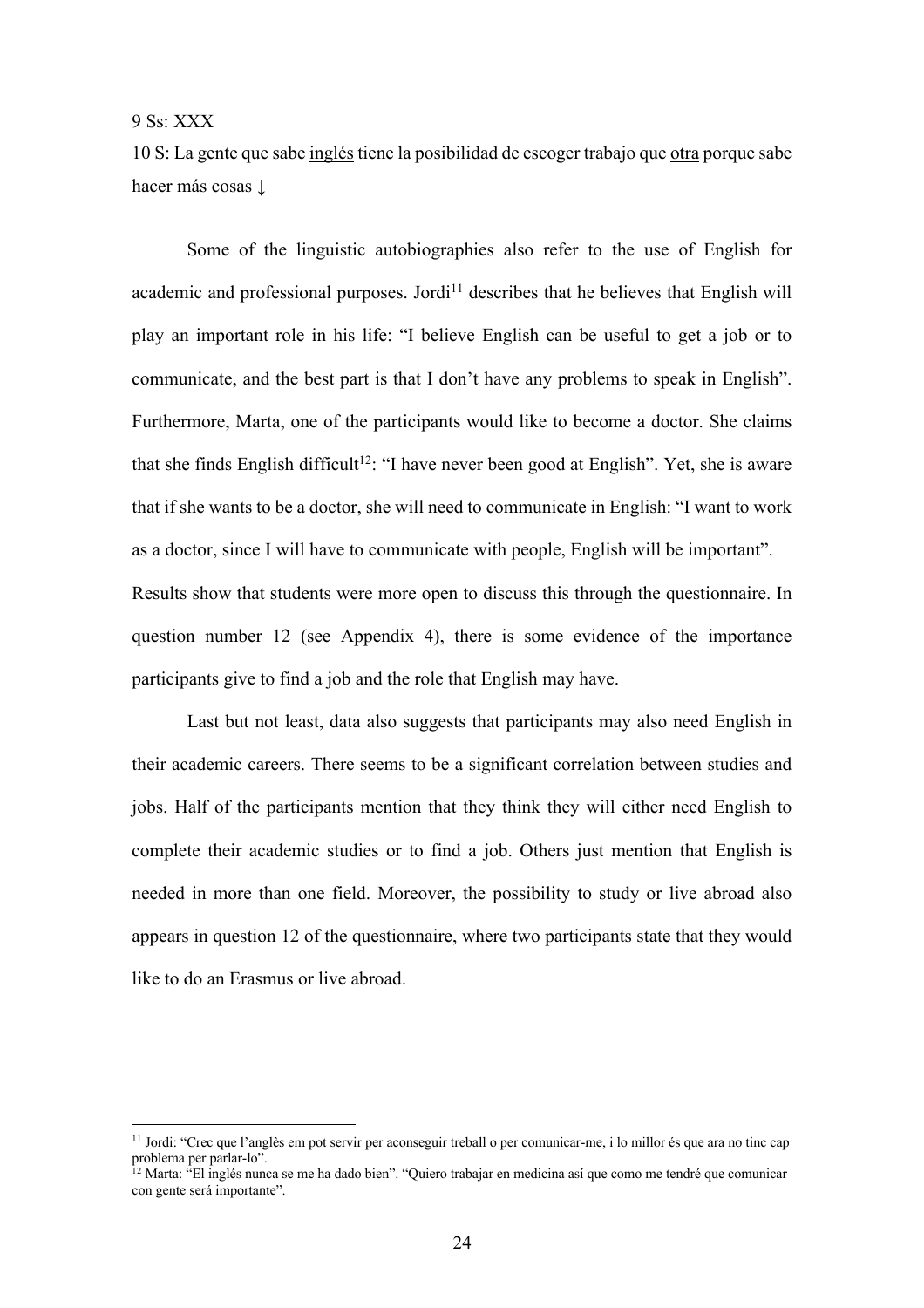9 Ss: XXX

10 S: La gente que sabe <u>inglés</u> tiene la posibilidad de escoger trabajo que <u>otra</u> porque sabe hacer más <u>cosas</u> ↓

Some of the linguistic autobiographies also refer to the use of English for academic and professional purposes. Jordi[11] describes that he believes that English will play an important role in his life: "I believe English can be useful to get a job or to communicate, and the best part is that I don't have any problems to speak in English". Furthermore, Marta, one of the participants would like to become a doctor. She claims that she finds English difficult[12]: "I have never been good at English". Yet, she is aware that if she wants to be a doctor, she will need to communicate in English: "I want to work as a doctor, since I will have to communicate with people, English will be important".
Results show that students were more open to discuss this through the questionnaire. In question number 12 (see Appendix 4), there is some evidence of the importance participants give to find a job and the role that English may have.

Last but not least, data also suggests that participants may also need English in their academic careers. There seems to be a significant correlation between studies and jobs. Half of the participants mention that they think they will either need English to complete their academic studies or to find a job. Others just mention that English is needed in more than one field. Moreover, the possibility to study or live abroad also appears in question 12 of the questionnaire, where two participants state that they would like to do an Erasmus or live abroad.

---

[11] Jordi: "Crec que l'anglès em pot servir per aconseguir treball o per comunicar-me, i lo millor és que ara no tinc cap problema per parlar-lo".

[12] Marta: "El inglés nunca se me ha dado bien". "Quiero trabajar en medicina así que como me tendré que comunicar con gente será importante".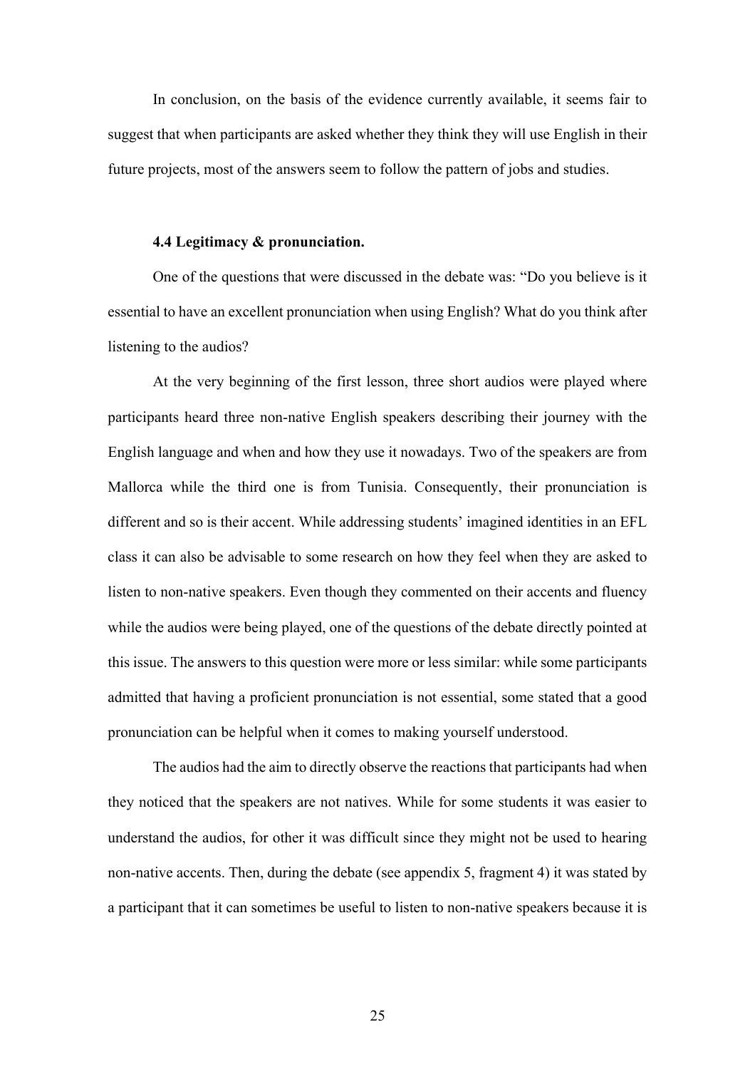In conclusion, on the basis of the evidence currently available, it seems fair to suggest that when participants are asked whether they think they will use English in their future projects, most of the answers seem to follow the pattern of jobs and studies.

### 4.4 Legitimacy & pronunciation.

One of the questions that were discussed in the debate was: "Do you believe is it essential to have an excellent pronunciation when using English? What do you think after listening to the audios?

At the very beginning of the first lesson, three short audios were played where participants heard three non-native English speakers describing their journey with the English language and when and how they use it nowadays. Two of the speakers are from Mallorca while the third one is from Tunisia. Consequently, their pronunciation is different and so is their accent. While addressing students' imagined identities in an EFL class it can also be advisable to some research on how they feel when they are asked to listen to non-native speakers. Even though they commented on their accents and fluency while the audios were being played, one of the questions of the debate directly pointed at this issue. The answers to this question were more or less similar: while some participants admitted that having a proficient pronunciation is not essential, some stated that a good pronunciation can be helpful when it comes to making yourself understood.

The audios had the aim to directly observe the reactions that participants had when they noticed that the speakers are not natives. While for some students it was easier to understand the audios, for other it was difficult since they might not be used to hearing non-native accents. Then, during the debate (see appendix 5, fragment 4) it was stated by a participant that it can sometimes be useful to listen to non-native speakers because it is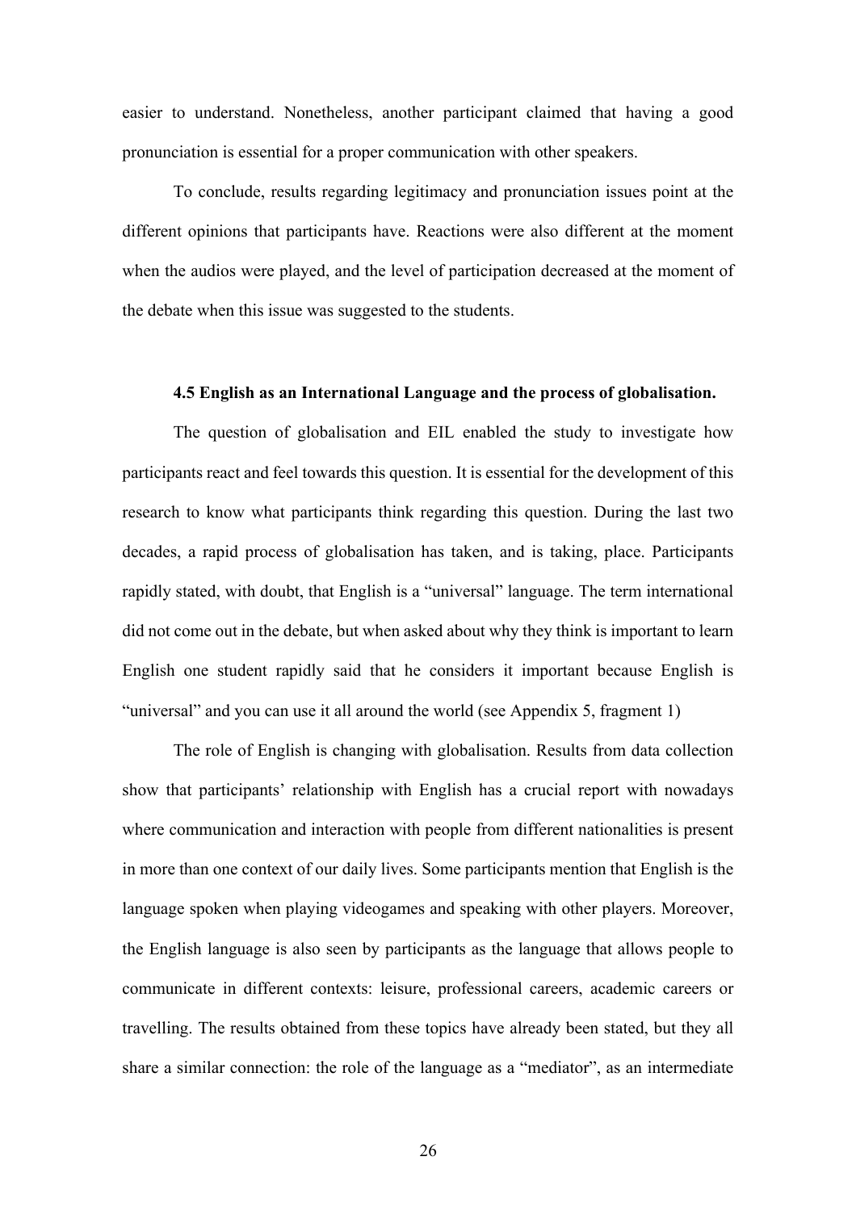easier to understand. Nonetheless, another participant claimed that having a good pronunciation is essential for a proper communication with other speakers.

To conclude, results regarding legitimacy and pronunciation issues point at the different opinions that participants have. Reactions were also different at the moment when the audios were played, and the level of participation decreased at the moment of the debate when this issue was suggested to the students.

### 4.5 English as an International Language and the process of globalisation.

The question of globalisation and EIL enabled the study to investigate how participants react and feel towards this question. It is essential for the development of this research to know what participants think regarding this question. During the last two decades, a rapid process of globalisation has taken, and is taking, place. Participants rapidly stated, with doubt, that English is a "universal" language. The term international did not come out in the debate, but when asked about why they think is important to learn English one student rapidly said that he considers it important because English is "universal" and you can use it all around the world (see Appendix 5, fragment 1)

The role of English is changing with globalisation. Results from data collection show that participants' relationship with English has a crucial report with nowadays where communication and interaction with people from different nationalities is present in more than one context of our daily lives. Some participants mention that English is the language spoken when playing videogames and speaking with other players. Moreover, the English language is also seen by participants as the language that allows people to communicate in different contexts: leisure, professional careers, academic careers or travelling. The results obtained from these topics have already been stated, but they all share a similar connection: the role of the language as a "mediator", as an intermediate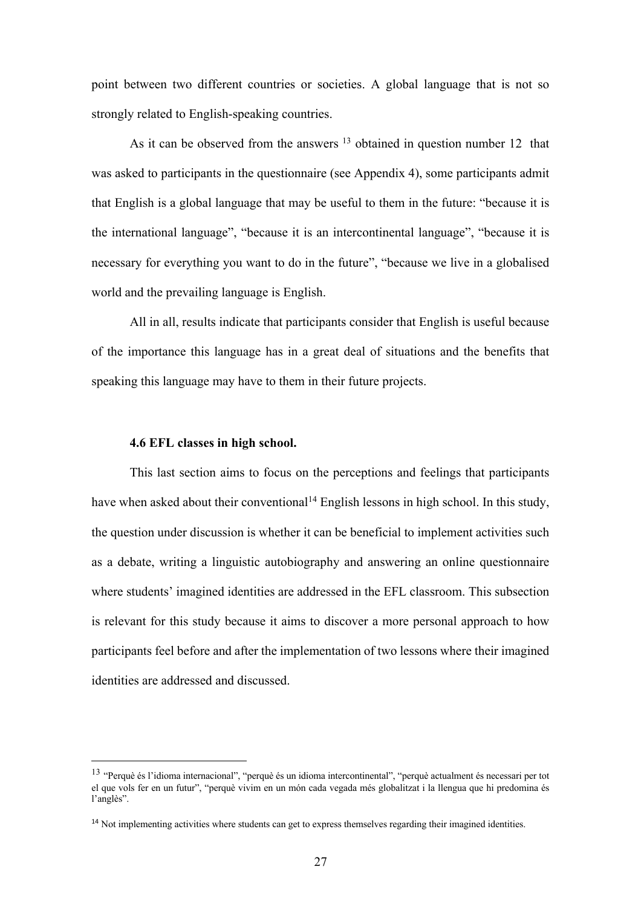point between two different countries or societies. A global language that is not so strongly related to English-speaking countries.

As it can be observed from the answers [13] obtained in question number 12 that was asked to participants in the questionnaire (see Appendix 4), some participants admit that English is a global language that may be useful to them in the future: "because it is the international language", "because it is an intercontinental language", "because it is necessary for everything you want to do in the future", "because we live in a globalised world and the prevailing language is English.

All in all, results indicate that participants consider that English is useful because of the importance this language has in a great deal of situations and the benefits that speaking this language may have to them in their future projects.

### 4.6 EFL classes in high school.

This last section aims to focus on the perceptions and feelings that participants have when asked about their conventional[14] English lessons in high school. In this study, the question under discussion is whether it can be beneficial to implement activities such as a debate, writing a linguistic autobiography and answering an online questionnaire where students' imagined identities are addressed in the EFL classroom. This subsection is relevant for this study because it aims to discover a more personal approach to how participants feel before and after the implementation of two lessons where their imagined identities are addressed and discussed.

---

[13] "Perquè és l'idioma internacional", "perquè és un idioma intercontinental", "perquè actualment és necessari per tot el que vols fer en un futur", "perquè vivim en un món cada vegada més globalitzat i la llengua que hi predomina és l'anglès".

[14] Not implementing activities where students can get to express themselves regarding their imagined identities.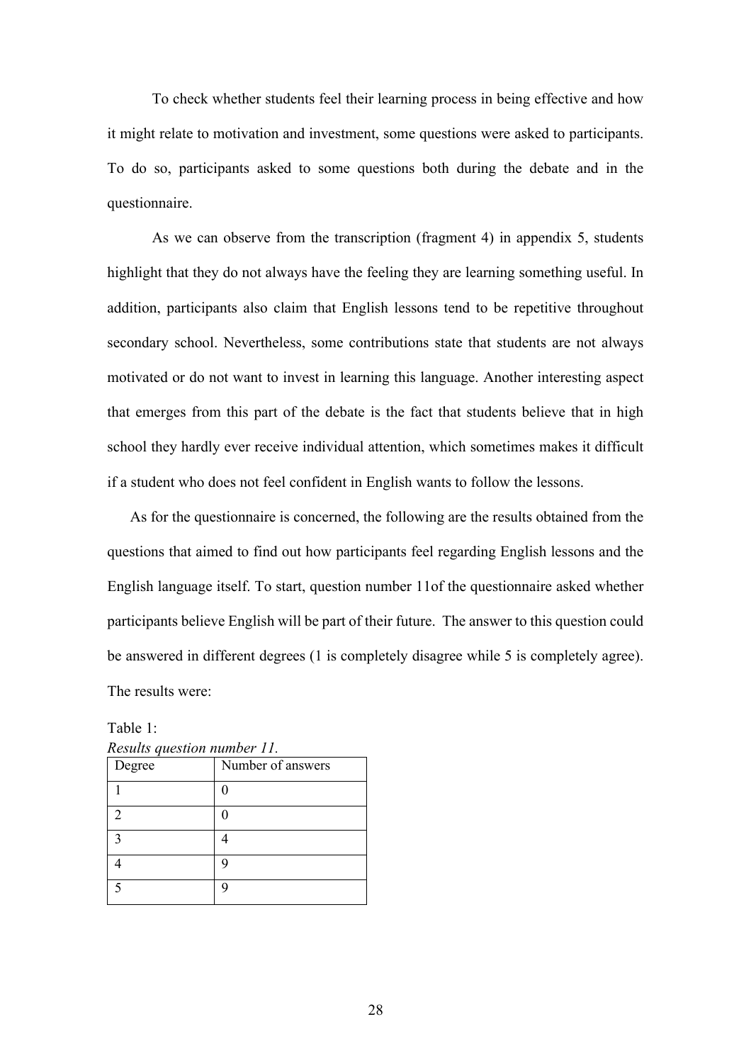To check whether students feel their learning process in being effective and how it might relate to motivation and investment, some questions were asked to participants. To do so, participants asked to some questions both during the debate and in the questionnaire.

As we can observe from the transcription (fragment 4) in appendix 5, students highlight that they do not always have the feeling they are learning something useful. In addition, participants also claim that English lessons tend to be repetitive throughout secondary school. Nevertheless, some contributions state that students are not always motivated or do not want to invest in learning this language. Another interesting aspect that emerges from this part of the debate is the fact that students believe that in high school they hardly ever receive individual attention, which sometimes makes it difficult if a student who does not feel confident in English wants to follow the lessons.

As for the questionnaire is concerned, the following are the results obtained from the questions that aimed to find out how participants feel regarding English lessons and the English language itself. To start, question number 11of the questionnaire asked whether participants believe English will be part of their future. The answer to this question could be answered in different degrees (1 is completely disagree while 5 is completely agree). The results were:

Table 1:
*Results question number 11.*

| Degree | Number of answers |
|---|---|
| 1 | 0 |
| 2 | 0 |
| 3 | 4 |
| 4 | 9 |
| 5 | 9 |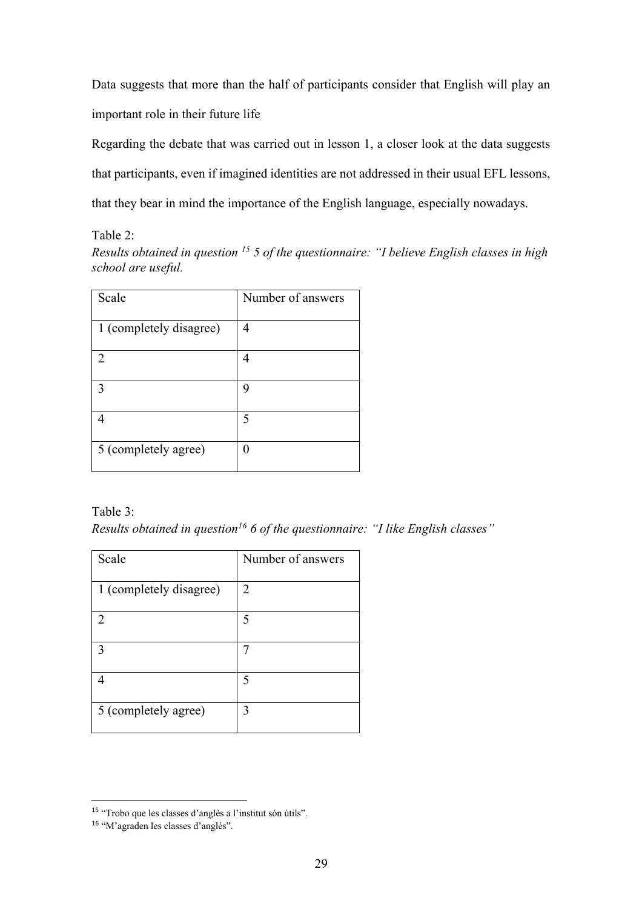Data suggests that more than the half of participants consider that English will play an important role in their future life

Regarding the debate that was carried out in lesson 1, a closer look at the data suggests that participants, even if imagined identities are not addressed in their usual EFL lessons, that they bear in mind the importance of the English language, especially nowadays.

Table 2:

*Results obtained in question [15] 5 of the questionnaire: "I believe English classes in high school are useful.*

| Scale | Number of answers |
|---|---|
| 1 (completely disagree) | 4 |
| 2 | 4 |
| 3 | 9 |
| 4 | 5 |
| 5 (completely agree) | 0 |

Table 3:

*Results obtained in question[16] 6 of the questionnaire: "I like English classes"*

| Scale | Number of answers |
|---|---|
| 1 (completely disagree) | 2 |
| 2 | 5 |
| 3 | 7 |
| 4 | 5 |
| 5 (completely agree) | 3 |

[15] "Trobo que les classes d'anglès a l'institut són útils".

[16] "M'agraden les classes d'anglès".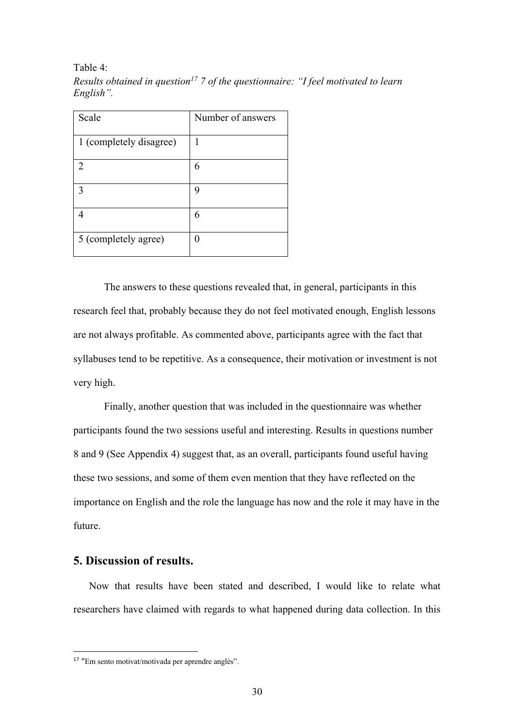Table 4:
*Results obtained in question[17] 7 of the questionnaire: "I feel motivated to learn English".*

| Scale | Number of answers |
| --- | --- |
| 1 (completely disagree) | 1 |
| 2 | 6 |
| 3 | 9 |
| 4 | 6 |
| 5 (completely agree) | 0 |

The answers to these questions revealed that, in general, participants in this research feel that, probably because they do not feel motivated enough, English lessons are not always profitable. As commented above, participants agree with the fact that syllabuses tend to be repetitive. As a consequence, their motivation or investment is not very high.

Finally, another question that was included in the questionnaire was whether participants found the two sessions useful and interesting. Results in questions number 8 and 9 (See Appendix 4) suggest that, as an overall, participants found useful having these two sessions, and some of them even mention that they have reflected on the importance on English and the role the language has now and the role it may have in the future.

## 5. Discussion of results.

Now that results have been stated and described, I would like to relate what researchers have claimed with regards to what happened during data collection. In this

[17] "Em sento motivat/motivada per aprendre anglès".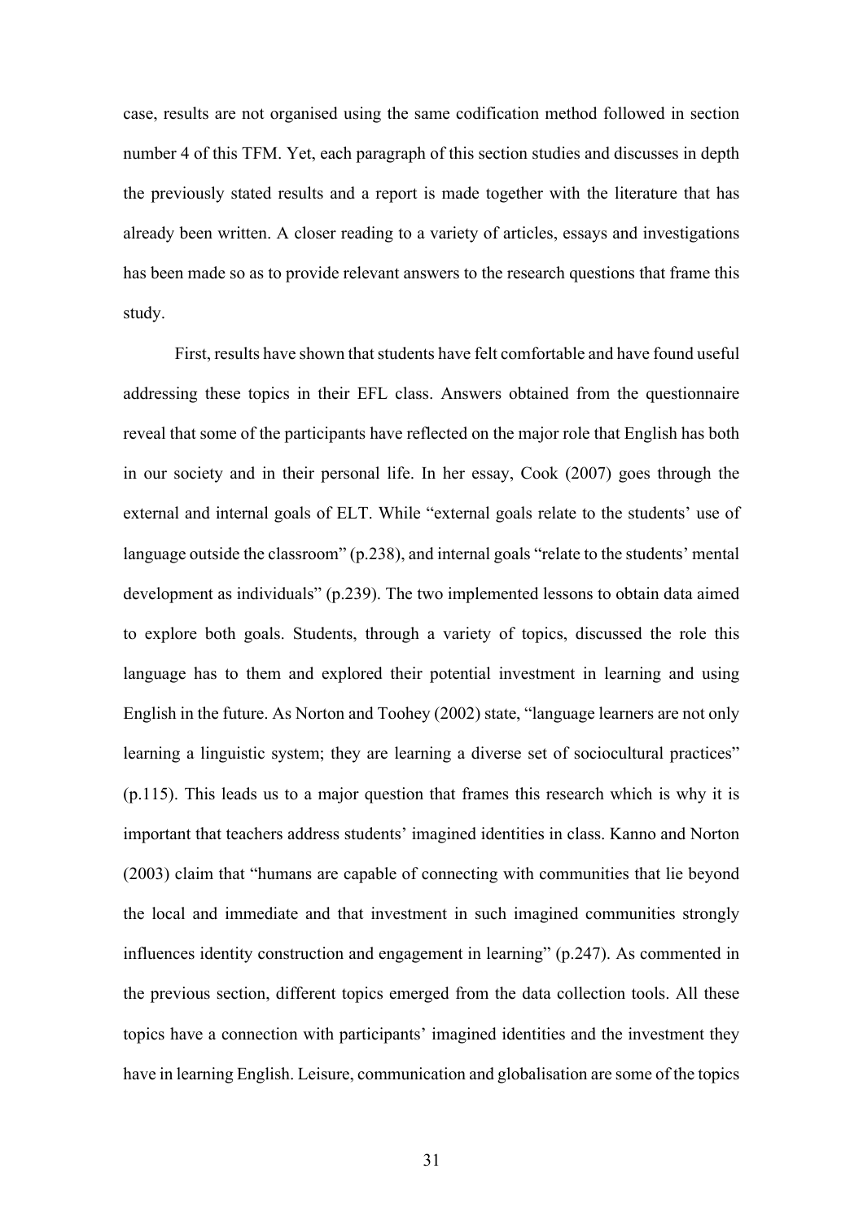case, results are not organised using the same codification method followed in section number 4 of this TFM. Yet, each paragraph of this section studies and discusses in depth the previously stated results and a report is made together with the literature that has already been written. A closer reading to a variety of articles, essays and investigations has been made so as to provide relevant answers to the research questions that frame this study.

First, results have shown that students have felt comfortable and have found useful addressing these topics in their EFL class. Answers obtained from the questionnaire reveal that some of the participants have reflected on the major role that English has both in our society and in their personal life. In her essay, Cook (2007) goes through the external and internal goals of ELT. While "external goals relate to the students' use of language outside the classroom" (p.238), and internal goals "relate to the students' mental development as individuals" (p.239). The two implemented lessons to obtain data aimed to explore both goals. Students, through a variety of topics, discussed the role this language has to them and explored their potential investment in learning and using English in the future. As Norton and Toohey (2002) state, "language learners are not only learning a linguistic system; they are learning a diverse set of sociocultural practices" (p.115). This leads us to a major question that frames this research which is why it is important that teachers address students' imagined identities in class. Kanno and Norton (2003) claim that "humans are capable of connecting with communities that lie beyond the local and immediate and that investment in such imagined communities strongly influences identity construction and engagement in learning" (p.247). As commented in the previous section, different topics emerged from the data collection tools. All these topics have a connection with participants' imagined identities and the investment they have in learning English. Leisure, communication and globalisation are some of the topics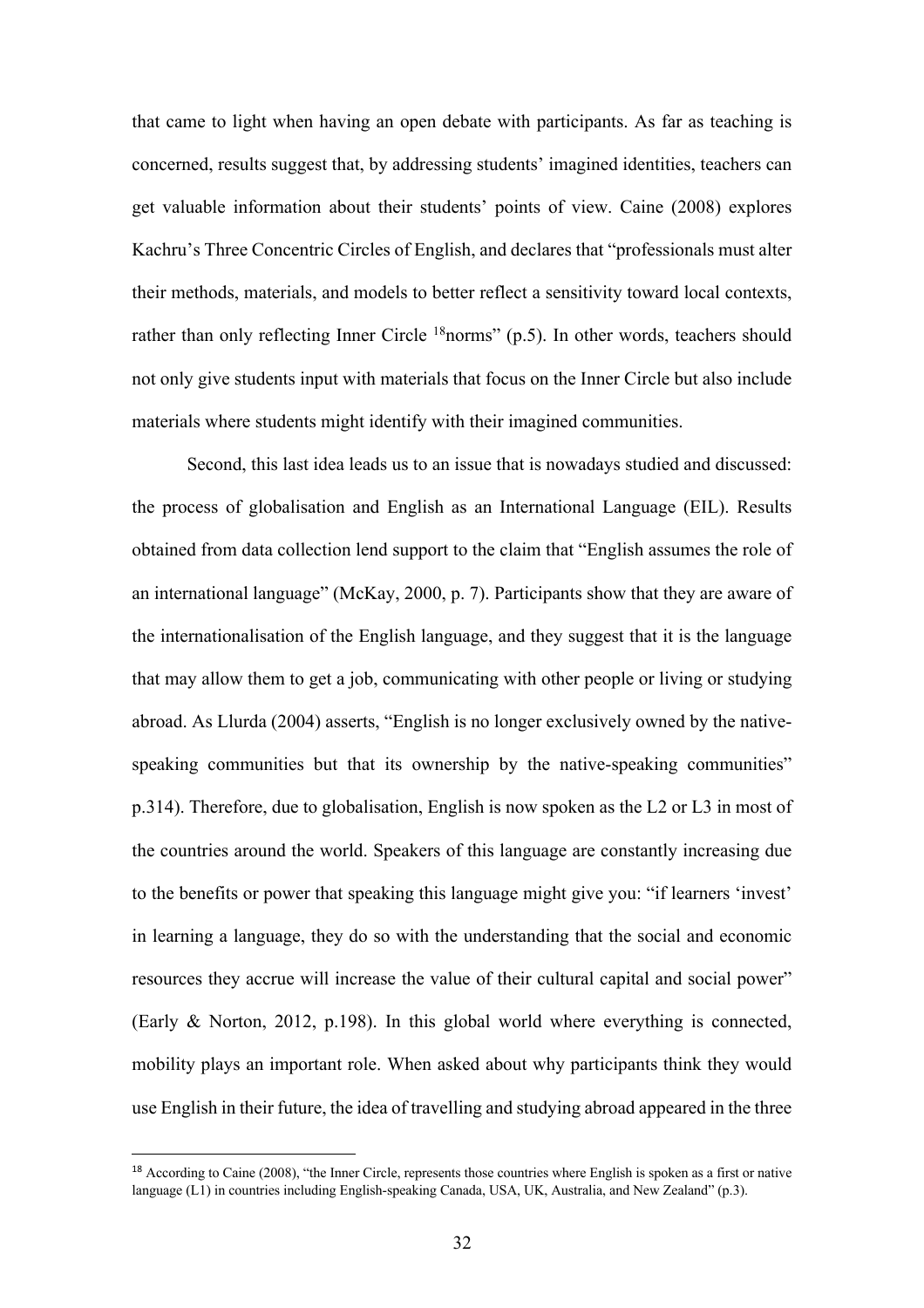that came to light when having an open debate with participants. As far as teaching is concerned, results suggest that, by addressing students' imagined identities, teachers can get valuable information about their students' points of view. Caine (2008) explores Kachru's Three Concentric Circles of English, and declares that "professionals must alter their methods, materials, and models to better reflect a sensitivity toward local contexts, rather than only reflecting Inner Circle [18]norms" (p.5). In other words, teachers should not only give students input with materials that focus on the Inner Circle but also include materials where students might identify with their imagined communities.

Second, this last idea leads us to an issue that is nowadays studied and discussed: the process of globalisation and English as an International Language (EIL). Results obtained from data collection lend support to the claim that "English assumes the role of an international language" (McKay, 2000, p. 7). Participants show that they are aware of the internationalisation of the English language, and they suggest that it is the language that may allow them to get a job, communicating with other people or living or studying abroad. As Llurda (2004) asserts, "English is no longer exclusively owned by the native-speaking communities but that its ownership by the native-speaking communities" p.314). Therefore, due to globalisation, English is now spoken as the L2 or L3 in most of the countries around the world. Speakers of this language are constantly increasing due to the benefits or power that speaking this language might give you: "if learners 'invest' in learning a language, they do so with the understanding that the social and economic resources they accrue will increase the value of their cultural capital and social power" (Early & Norton, 2012, p.198). In this global world where everything is connected, mobility plays an important role. When asked about why participants think they would use English in their future, the idea of travelling and studying abroad appeared in the three

[18] According to Caine (2008), "the Inner Circle, represents those countries where English is spoken as a first or native language (L1) in countries including English-speaking Canada, USA, UK, Australia, and New Zealand" (p.3).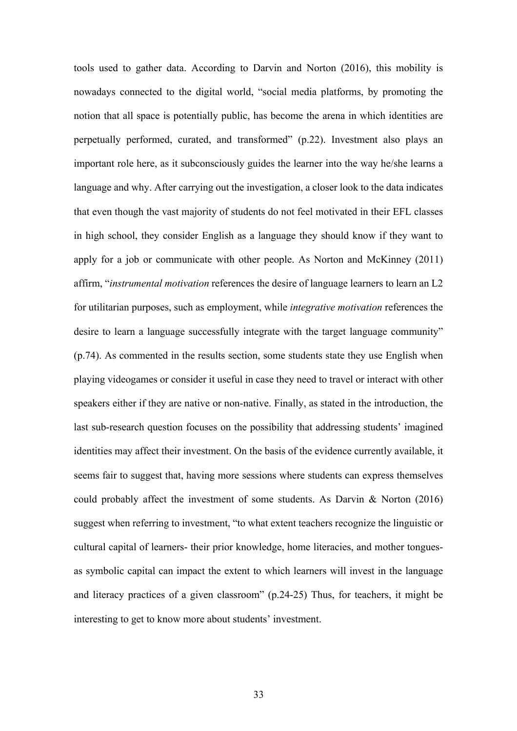tools used to gather data. According to Darvin and Norton (2016), this mobility is nowadays connected to the digital world, "social media platforms, by promoting the notion that all space is potentially public, has become the arena in which identities are perpetually performed, curated, and transformed" (p.22). Investment also plays an important role here, as it subconsciously guides the learner into the way he/she learns a language and why. After carrying out the investigation, a closer look to the data indicates that even though the vast majority of students do not feel motivated in their EFL classes in high school, they consider English as a language they should know if they want to apply for a job or communicate with other people. As Norton and McKinney (2011) affirm, "*instrumental motivation* references the desire of language learners to learn an L2 for utilitarian purposes, such as employment, while *integrative motivation* references the desire to learn a language successfully integrate with the target language community" (p.74). As commented in the results section, some students state they use English when playing videogames or consider it useful in case they need to travel or interact with other speakers either if they are native or non-native. Finally, as stated in the introduction, the last sub-research question focuses on the possibility that addressing students' imagined identities may affect their investment. On the basis of the evidence currently available, it seems fair to suggest that, having more sessions where students can express themselves could probably affect the investment of some students. As Darvin & Norton (2016) suggest when referring to investment, "to what extent teachers recognize the linguistic or cultural capital of learners- their prior knowledge, home literacies, and mother tongues- as symbolic capital can impact the extent to which learners will invest in the language and literacy practices of a given classroom" (p.24-25) Thus, for teachers, it might be interesting to get to know more about students' investment.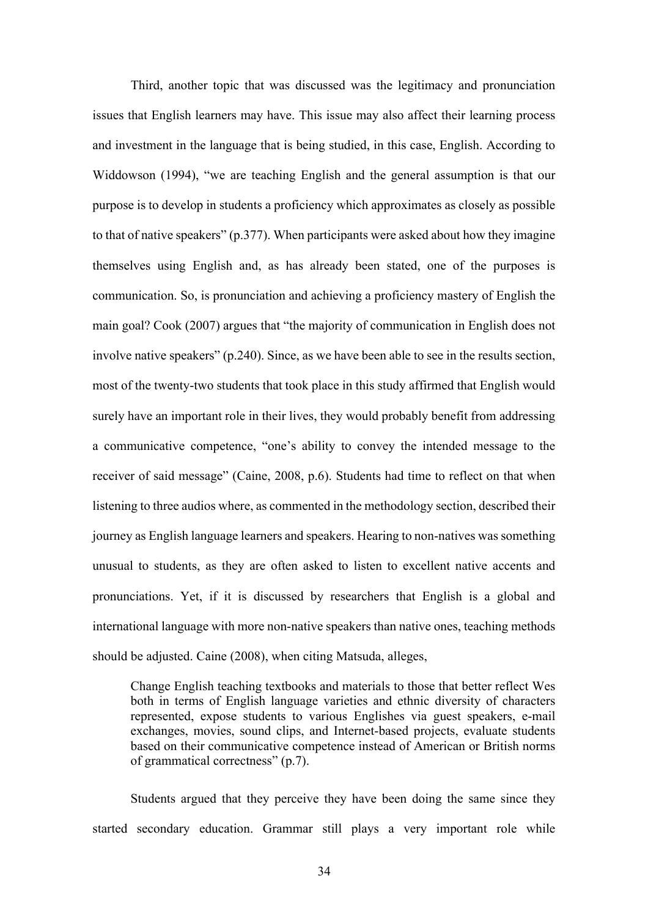Third, another topic that was discussed was the legitimacy and pronunciation issues that English learners may have. This issue may also affect their learning process and investment in the language that is being studied, in this case, English. According to Widdowson (1994), "we are teaching English and the general assumption is that our purpose is to develop in students a proficiency which approximates as closely as possible to that of native speakers" (p.377). When participants were asked about how they imagine themselves using English and, as has already been stated, one of the purposes is communication. So, is pronunciation and achieving a proficiency mastery of English the main goal? Cook (2007) argues that "the majority of communication in English does not involve native speakers" (p.240). Since, as we have been able to see in the results section, most of the twenty-two students that took place in this study affirmed that English would surely have an important role in their lives, they would probably benefit from addressing a communicative competence, "one's ability to convey the intended message to the receiver of said message" (Caine, 2008, p.6). Students had time to reflect on that when listening to three audios where, as commented in the methodology section, described their journey as English language learners and speakers. Hearing to non-natives was something unusual to students, as they are often asked to listen to excellent native accents and pronunciations. Yet, if it is discussed by researchers that English is a global and international language with more non-native speakers than native ones, teaching methods should be adjusted. Caine (2008), when citing Matsuda, alleges,

> Change English teaching textbooks and materials to those that better reflect Wes both in terms of English language varieties and ethnic diversity of characters represented, expose students to various Englishes via guest speakers, e-mail exchanges, movies, sound clips, and Internet-based projects, evaluate students based on their communicative competence instead of American or British norms of grammatical correctness" (p.7).

Students argued that they perceive they have been doing the same since they started secondary education. Grammar still plays a very important role while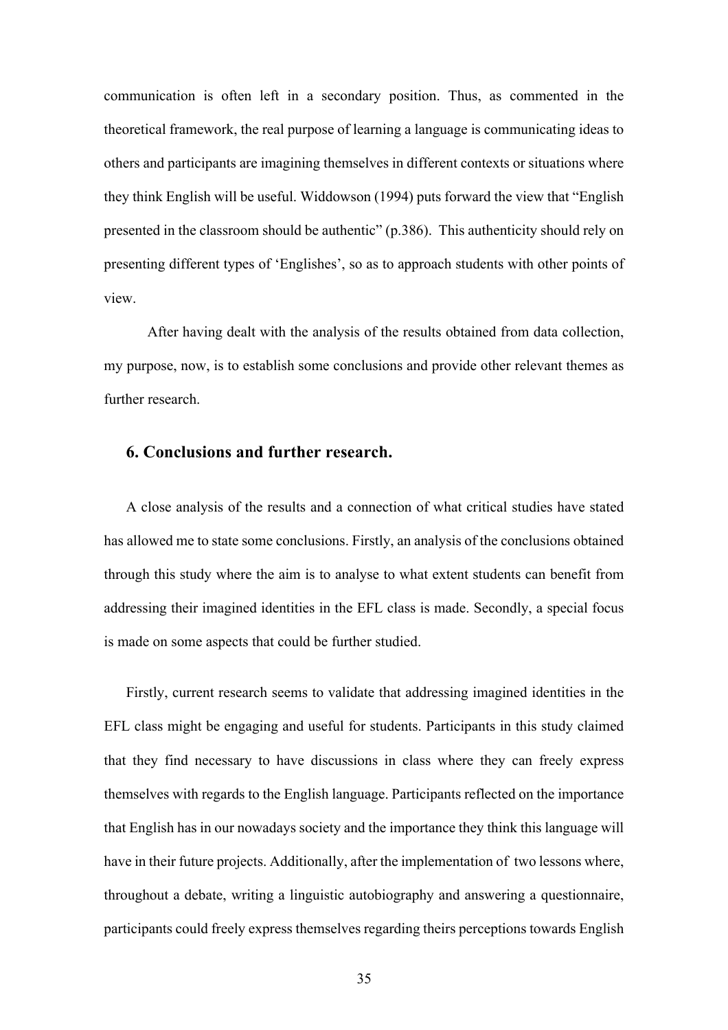communication is often left in a secondary position. Thus, as commented in the theoretical framework, the real purpose of learning a language is communicating ideas to others and participants are imagining themselves in different contexts or situations where they think English will be useful. Widdowson (1994) puts forward the view that "English presented in the classroom should be authentic" (p.386). This authenticity should rely on presenting different types of 'Englishes', so as to approach students with other points of view.

After having dealt with the analysis of the results obtained from data collection, my purpose, now, is to establish some conclusions and provide other relevant themes as further research.

## 6. Conclusions and further research.

A close analysis of the results and a connection of what critical studies have stated has allowed me to state some conclusions. Firstly, an analysis of the conclusions obtained through this study where the aim is to analyse to what extent students can benefit from addressing their imagined identities in the EFL class is made. Secondly, a special focus is made on some aspects that could be further studied.

Firstly, current research seems to validate that addressing imagined identities in the EFL class might be engaging and useful for students. Participants in this study claimed that they find necessary to have discussions in class where they can freely express themselves with regards to the English language. Participants reflected on the importance that English has in our nowadays society and the importance they think this language will have in their future projects. Additionally, after the implementation of two lessons where, throughout a debate, writing a linguistic autobiography and answering a questionnaire, participants could freely express themselves regarding theirs perceptions towards English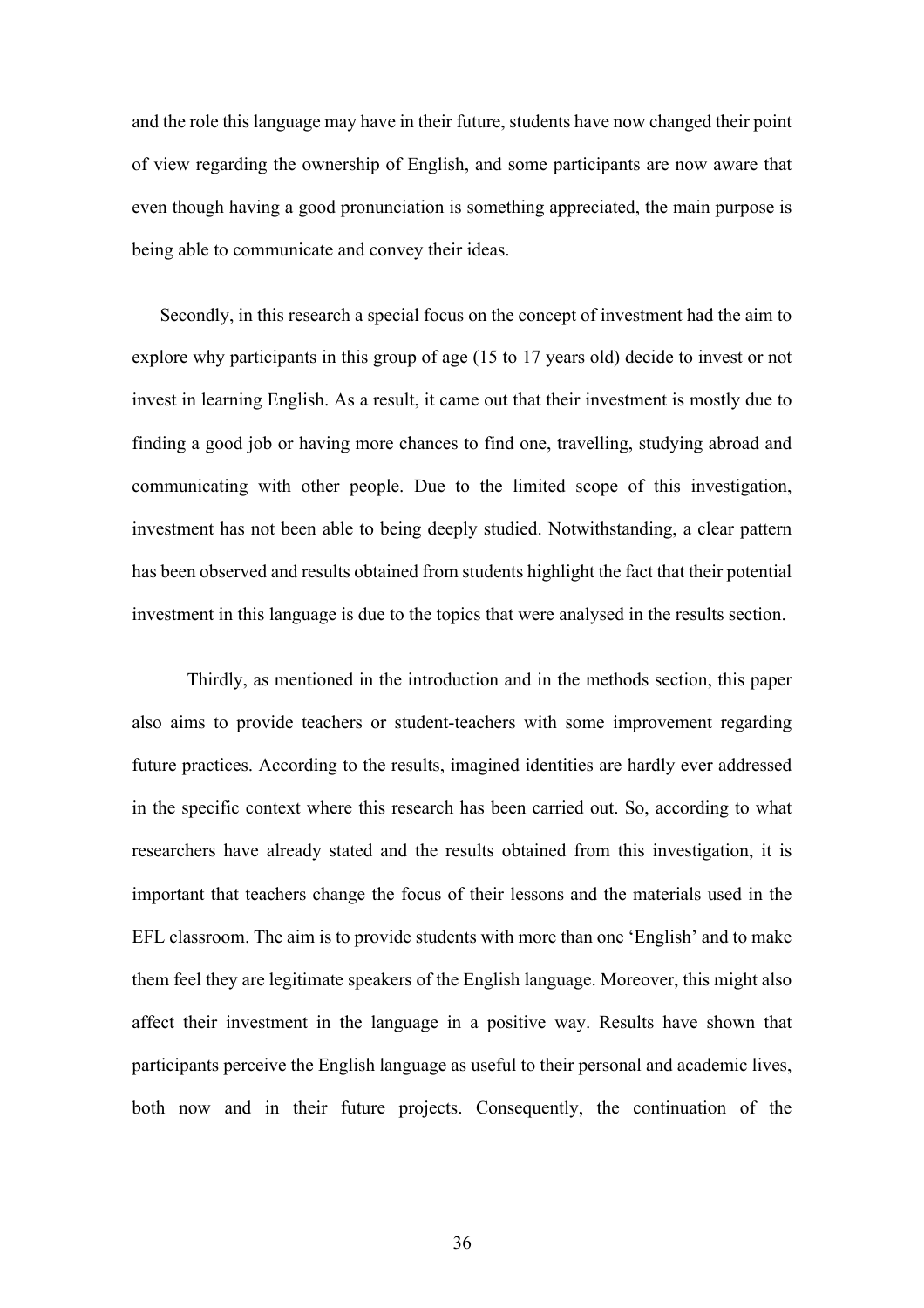and the role this language may have in their future, students have now changed their point of view regarding the ownership of English, and some participants are now aware that even though having a good pronunciation is something appreciated, the main purpose is being able to communicate and convey their ideas.

Secondly, in this research a special focus on the concept of investment had the aim to explore why participants in this group of age (15 to 17 years old) decide to invest or not invest in learning English. As a result, it came out that their investment is mostly due to finding a good job or having more chances to find one, travelling, studying abroad and communicating with other people. Due to the limited scope of this investigation, investment has not been able to being deeply studied. Notwithstanding, a clear pattern has been observed and results obtained from students highlight the fact that their potential investment in this language is due to the topics that were analysed in the results section.

Thirdly, as mentioned in the introduction and in the methods section, this paper also aims to provide teachers or student-teachers with some improvement regarding future practices. According to the results, imagined identities are hardly ever addressed in the specific context where this research has been carried out. So, according to what researchers have already stated and the results obtained from this investigation, it is important that teachers change the focus of their lessons and the materials used in the EFL classroom. The aim is to provide students with more than one 'English' and to make them feel they are legitimate speakers of the English language. Moreover, this might also affect their investment in the language in a positive way. Results have shown that participants perceive the English language as useful to their personal and academic lives, both now and in their future projects. Consequently, the continuation of the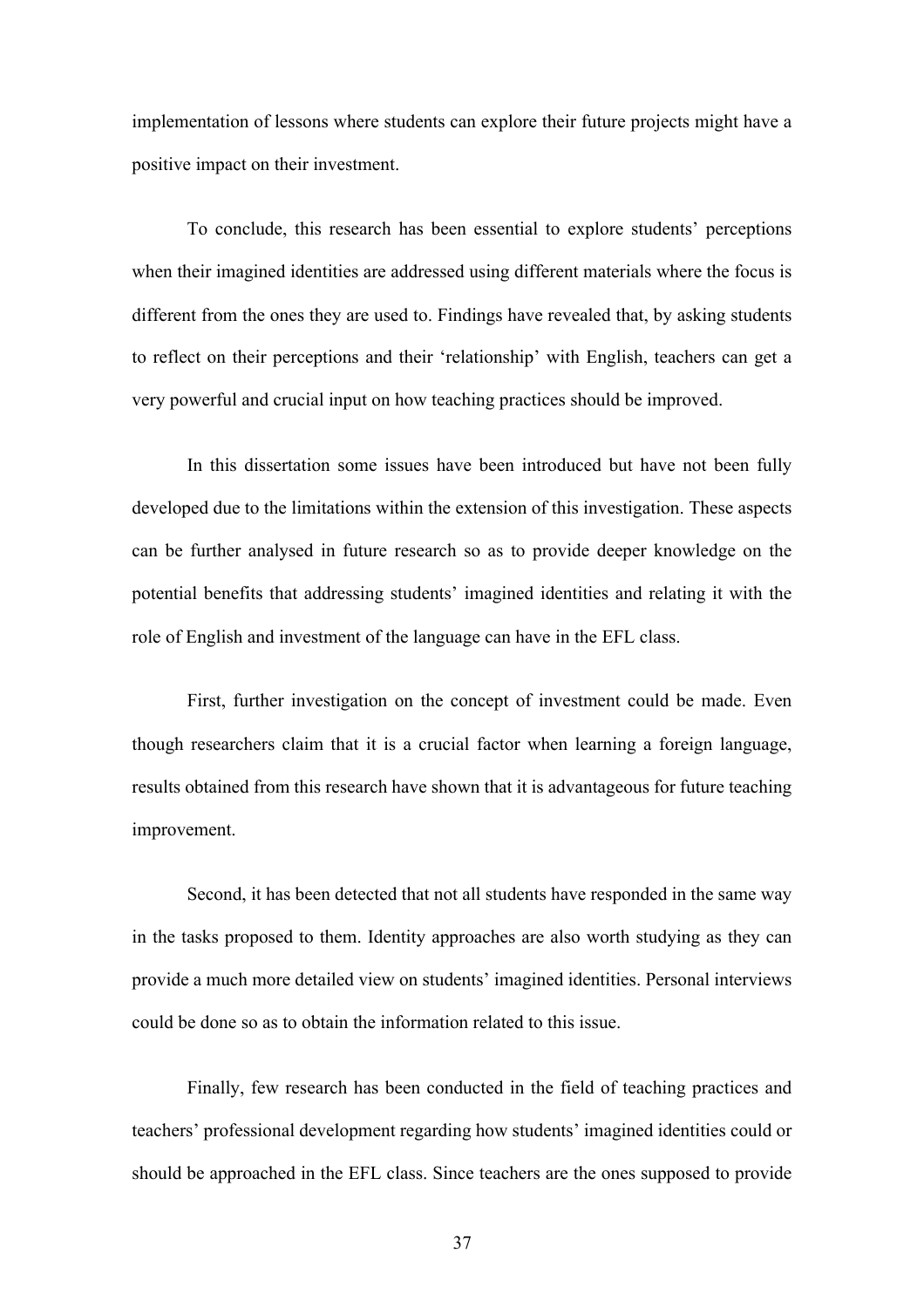implementation of lessons where students can explore their future projects might have a positive impact on their investment.

To conclude, this research has been essential to explore students' perceptions when their imagined identities are addressed using different materials where the focus is different from the ones they are used to. Findings have revealed that, by asking students to reflect on their perceptions and their 'relationship' with English, teachers can get a very powerful and crucial input on how teaching practices should be improved.

In this dissertation some issues have been introduced but have not been fully developed due to the limitations within the extension of this investigation. These aspects can be further analysed in future research so as to provide deeper knowledge on the potential benefits that addressing students' imagined identities and relating it with the role of English and investment of the language can have in the EFL class.

First, further investigation on the concept of investment could be made. Even though researchers claim that it is a crucial factor when learning a foreign language, results obtained from this research have shown that it is advantageous for future teaching improvement.

Second, it has been detected that not all students have responded in the same way in the tasks proposed to them. Identity approaches are also worth studying as they can provide a much more detailed view on students' imagined identities. Personal interviews could be done so as to obtain the information related to this issue.

Finally, few research has been conducted in the field of teaching practices and teachers' professional development regarding how students' imagined identities could or should be approached in the EFL class. Since teachers are the ones supposed to provide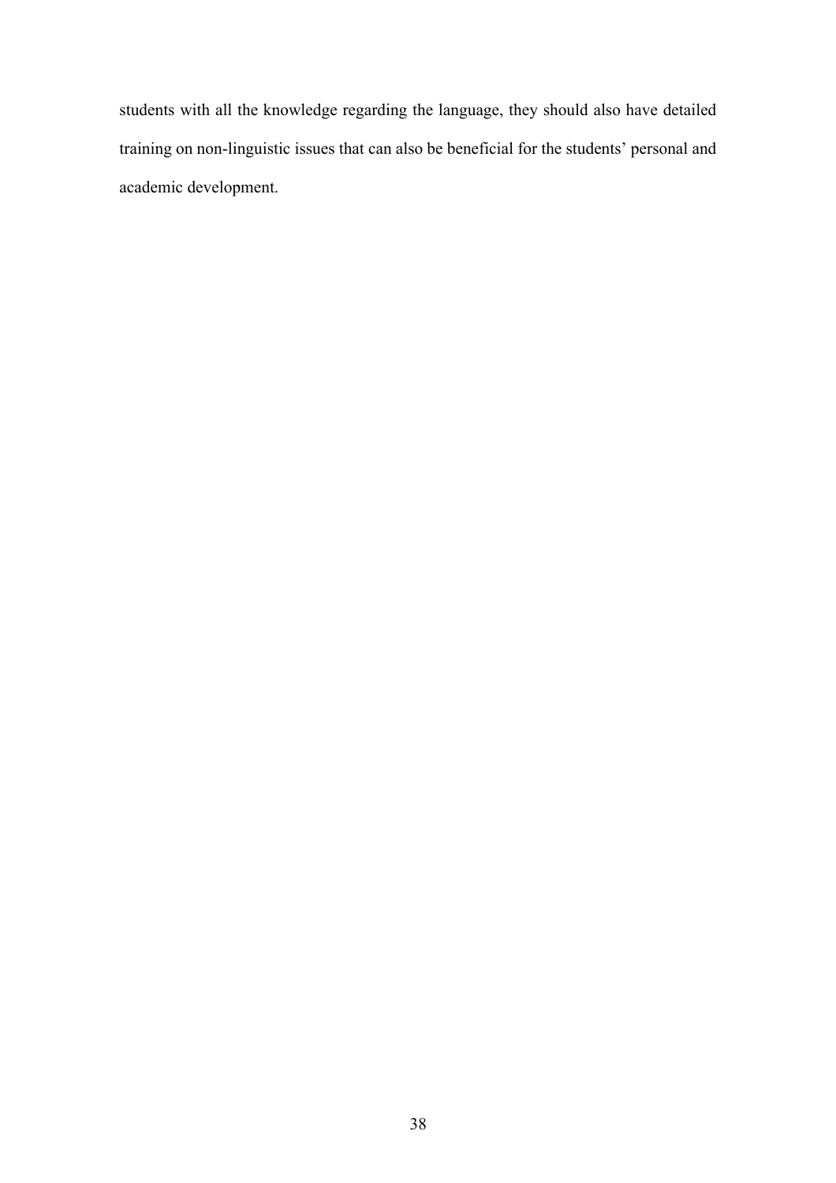students with all the knowledge regarding the language, they should also have detailed training on non-linguistic issues that can also be beneficial for the students' personal and academic development.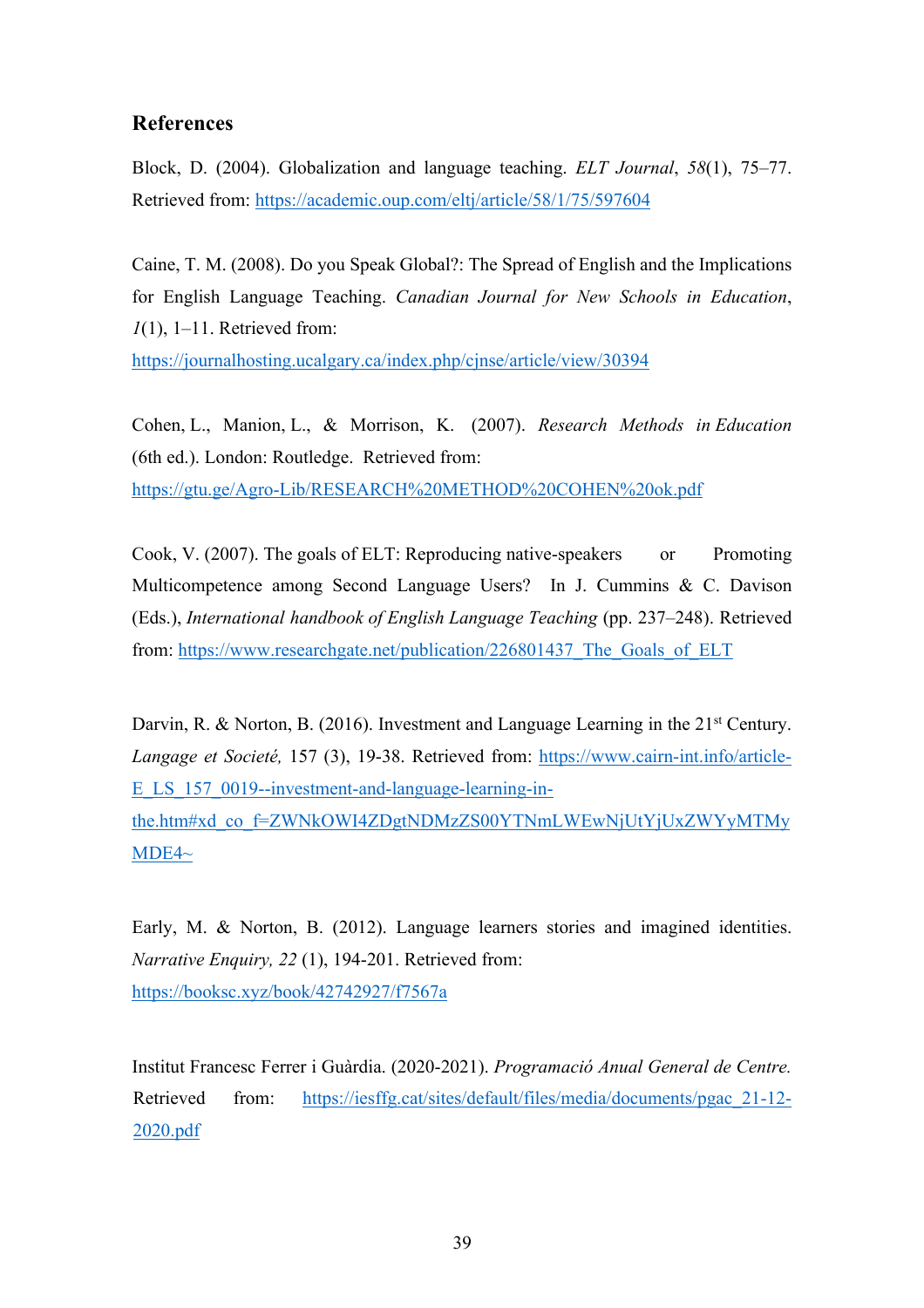## References

Block, D. (2004). Globalization and language teaching. *ELT Journal*, *58*(1), 75–77. Retrieved from: https://academic.oup.com/eltj/article/58/1/75/597604

Caine, T. M. (2008). Do you Speak Global?: The Spread of English and the Implications for English Language Teaching. *Canadian Journal for New Schools in Education*, *1*(1), 1–11. Retrieved from: https://journalhosting.ucalgary.ca/index.php/cjnse/article/view/30394

Cohen, L., Manion, L., & Morrison, K. (2007). *Research Methods in Education* (6th ed.). London: Routledge. Retrieved from: https://gtu.ge/Agro-Lib/RESEARCH%20METHOD%20COHEN%20ok.pdf

Cook, V. (2007). The goals of ELT: Reproducing native-speakers or Promoting Multicompetence among Second Language Users? In J. Cummins & C. Davison (Eds.), *International handbook of English Language Teaching* (pp. 237–248). Retrieved from: https://www.researchgate.net/publication/226801437_The_Goals_of_ELT

Darvin, R. & Norton, B. (2016). Investment and Language Learning in the 21st Century. *Langage et Societé,* 157 (3), 19-38. Retrieved from: https://www.cairn-int.info/article-E_LS_157_0019--investment-and-language-learning-in-the.htm#xd_co_f=ZWNkOWI4ZDgtNDMzZS00YTNmLWEwNjUtYjUxZWYyMTMyMDE4~

Early, M. & Norton, B. (2012). Language learners stories and imagined identities. *Narrative Enquiry, 22* (1), 194-201. Retrieved from: https://booksc.xyz/book/42742927/f7567a

Institut Francesc Ferrer i Guàrdia. (2020-2021). *Programació Anual General de Centre.* Retrieved from: https://iesffg.cat/sites/default/files/media/documents/pgac_21-12-2020.pdf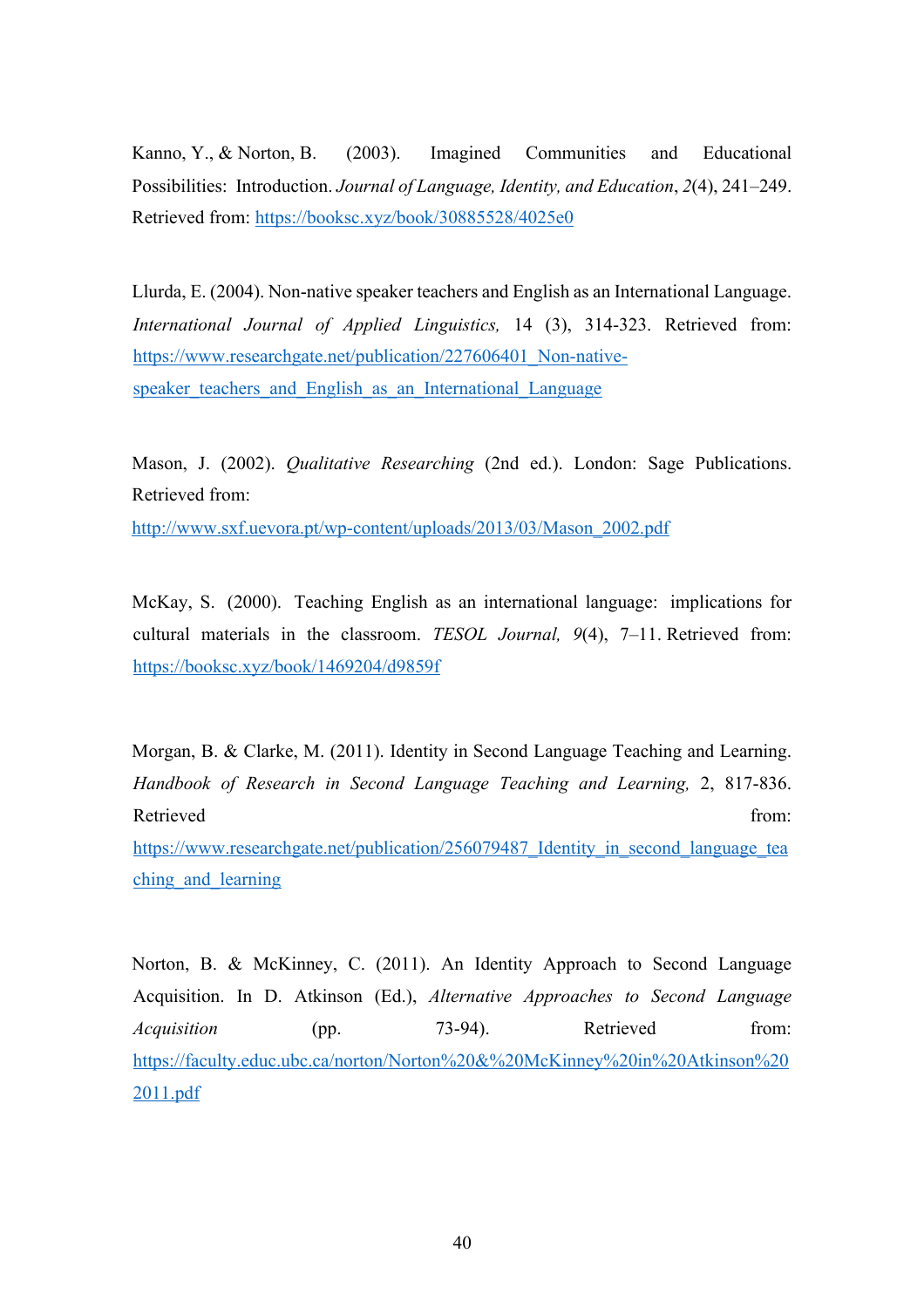Kanno, Y., & Norton, B. (2003). Imagined Communities and Educational Possibilities: Introduction. *Journal of Language, Identity, and Education*, *2*(4), 241–249. Retrieved from: https://booksc.xyz/book/30885528/4025e0

Llurda, E. (2004). Non-native speaker teachers and English as an International Language. *International Journal of Applied Linguistics,* 14 (3), 314-323. Retrieved from: https://www.researchgate.net/publication/227606401_Non-native-speaker_teachers_and_English_as_an_International_Language

Mason, J. (2002). *Qualitative Researching* (2nd ed.). London: Sage Publications. Retrieved from: http://www.sxf.uevora.pt/wp-content/uploads/2013/03/Mason_2002.pdf

McKay, S. (2000). Teaching English as an international language: implications for cultural materials in the classroom. *TESOL Journal, 9*(4), 7–11. Retrieved from: https://booksc.xyz/book/1469204/d9859f

Morgan, B. & Clarke, M. (2011). Identity in Second Language Teaching and Learning. *Handbook of Research in Second Language Teaching and Learning,* 2, 817-836. Retrieved from: https://www.researchgate.net/publication/256079487_Identity_in_second_language_teaching_and_learning

Norton, B. & McKinney, C. (2011). An Identity Approach to Second Language Acquisition. In D. Atkinson (Ed.), *Alternative Approaches to Second Language Acquisition* (pp. 73-94). Retrieved from: https://faculty.educ.ubc.ca/norton/Norton%20&%20McKinney%20in%20Atkinson%202011.pdf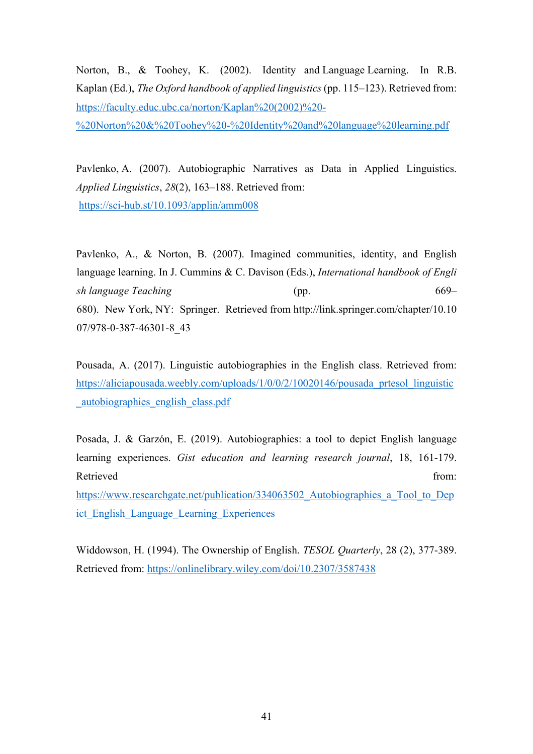Norton, B., & Toohey, K. (2002). Identity and Language Learning. In R.B. Kaplan (Ed.), *The Oxford handbook of applied linguistics* (pp. 115–123). Retrieved from: https://faculty.educ.ubc.ca/norton/Kaplan%20(2002)%20-%20Norton%20&%20Toohey%20-%20Identity%20and%20language%20learning.pdf

Pavlenko, A. (2007). Autobiographic Narratives as Data in Applied Linguistics. *Applied Linguistics*, *28*(2), 163–188. Retrieved from: https://sci-hub.st/10.1093/applin/amm008

Pavlenko, A., & Norton, B. (2007). Imagined communities, identity, and English language learning. In J. Cummins & C. Davison (Eds.), *International handbook of English language Teaching* (pp. 669–680). New York, NY: Springer. Retrieved from http://link.springer.com/chapter/10.1007/978-0-387-46301-8_43

Pousada, A. (2017). Linguistic autobiographies in the English class. Retrieved from: https://aliciapousada.weebly.com/uploads/1/0/0/2/10020146/pousada_prtesol_linguistic_autobiographies_english_class.pdf

Posada, J. & Garzón, E. (2019). Autobiographies: a tool to depict English language learning experiences. *Gist education and learning research journal*, 18, 161-179. Retrieved from: https://www.researchgate.net/publication/334063502_Autobiographies_a_Tool_to_Depict_English_Language_Learning_Experiences

Widdowson, H. (1994). The Ownership of English. *TESOL Quarterly*, 28 (2), 377-389. Retrieved from: https://onlinelibrary.wiley.com/doi/10.2307/3587438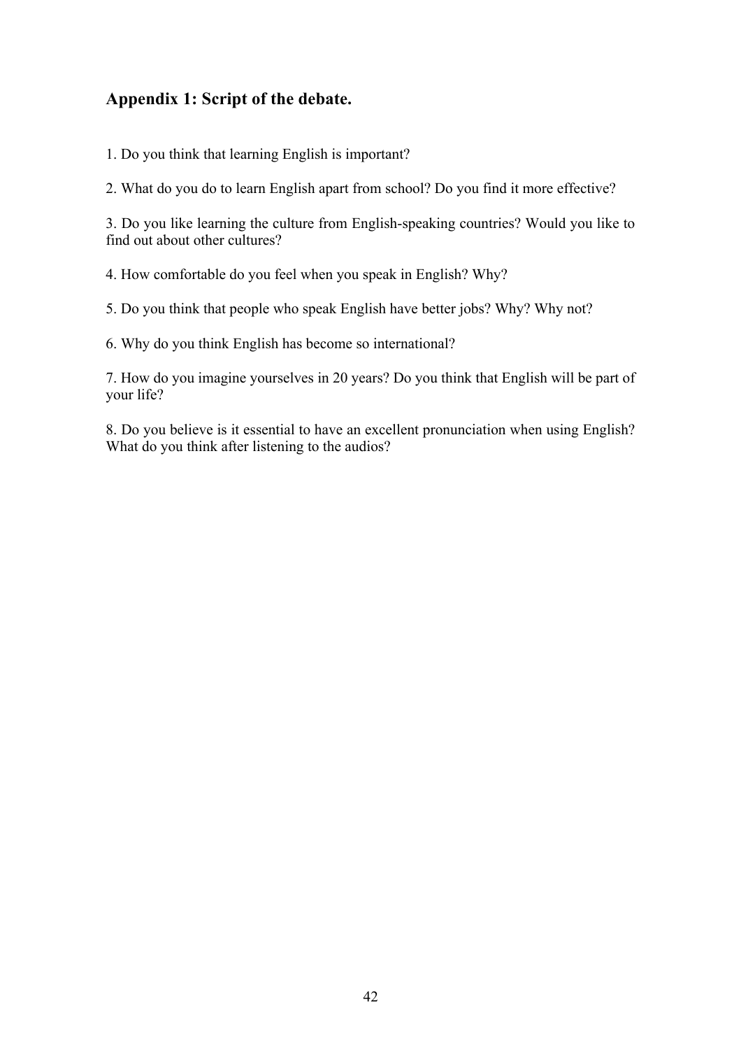## Appendix 1: Script of the debate.

1. Do you think that learning English is important?

2. What do you do to learn English apart from school? Do you find it more effective?

3. Do you like learning the culture from English-speaking countries? Would you like to find out about other cultures?

4. How comfortable do you feel when you speak in English? Why?

5. Do you think that people who speak English have better jobs? Why? Why not?

6. Why do you think English has become so international?

7. How do you imagine yourselves in 20 years? Do you think that English will be part of your life?

8. Do you believe is it essential to have an excellent pronunciation when using English? What do you think after listening to the audios?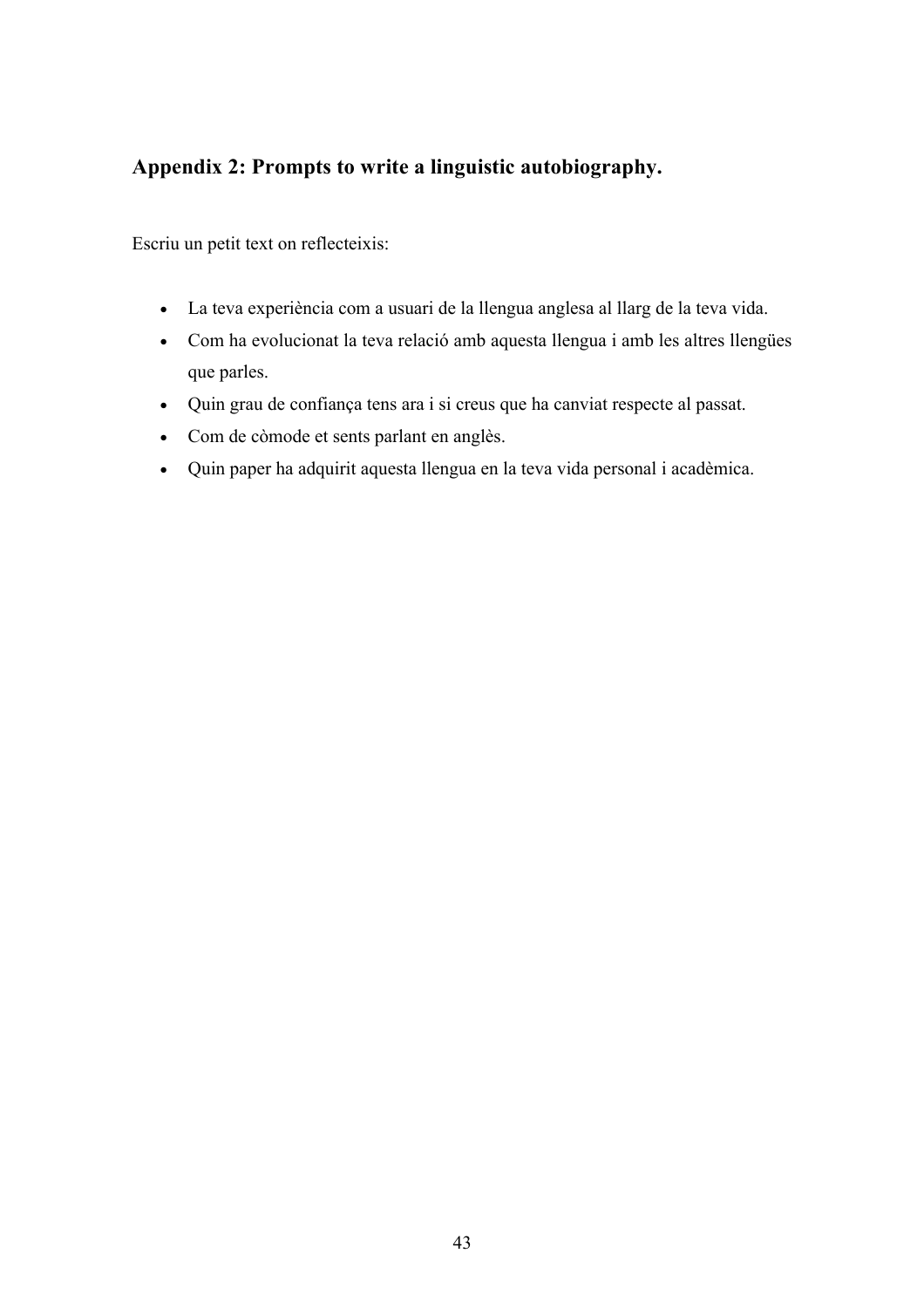## Appendix 2: Prompts to write a linguistic autobiography.

Escriu un petit text on reflecteixis:

- La teva experiència com a usuari de la llengua anglesa al llarg de la teva vida.
- Com ha evolucionat la teva relació amb aquesta llengua i amb les altres llengües que parles.
- Quin grau de confiança tens ara i si creus que ha canviat respecte al passat.
- Com de còmode et sents parlant en anglès.
- Quin paper ha adquirit aquesta llengua en la teva vida personal i acadèmica.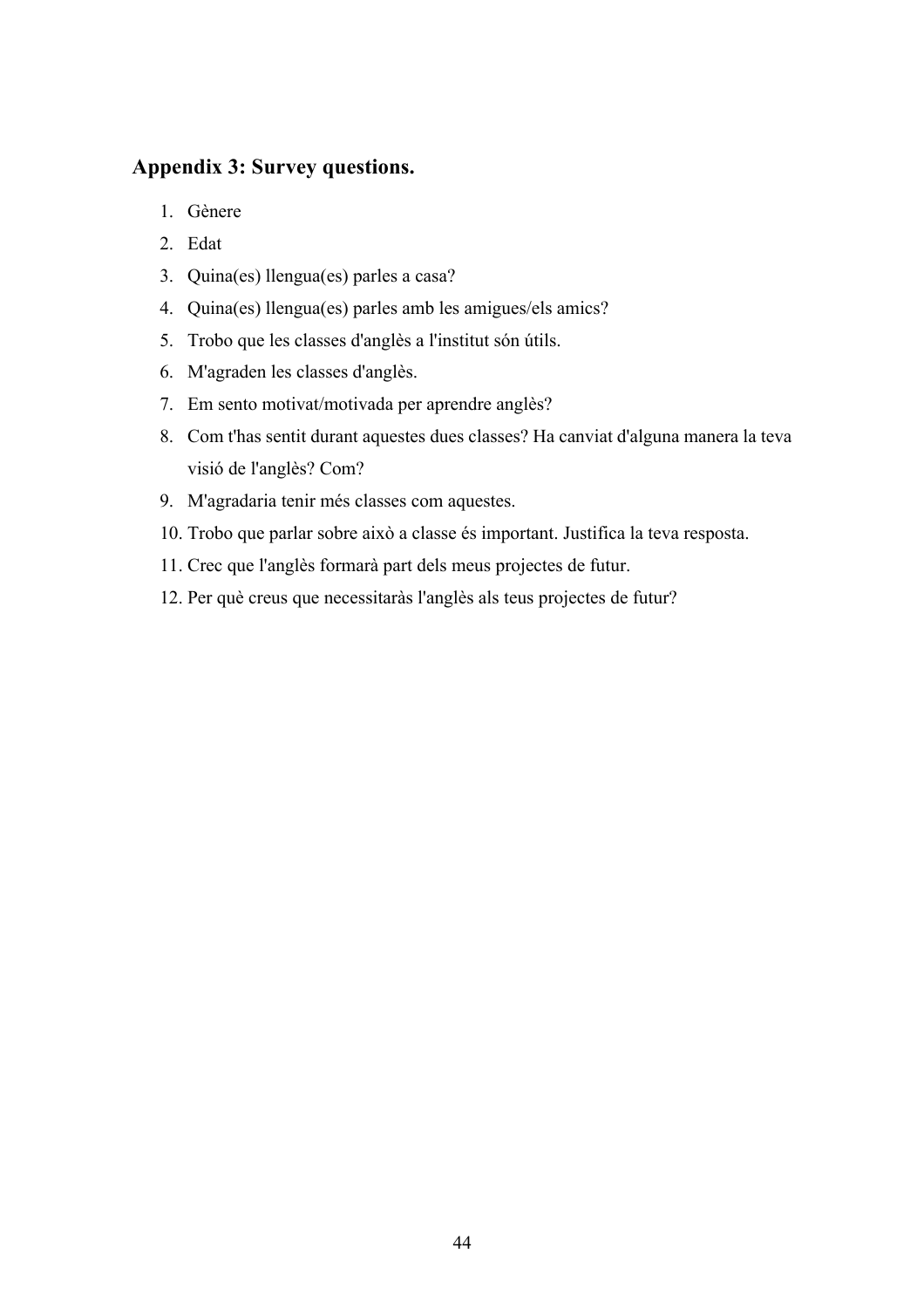## Appendix 3: Survey questions.

1. Gènere
2. Edat
3. Quina(es) llengua(es) parles a casa?
4. Quina(es) llengua(es) parles amb les amigues/els amics?
5. Trobo que les classes d'anglès a l'institut són útils.
6. M'agraden les classes d'anglès.
7. Em sento motivat/motivada per aprendre anglès?
8. Com t'has sentit durant aquestes dues classes? Ha canviat d'alguna manera la teva visió de l'anglès? Com?
9. M'agradaria tenir més classes com aquestes.
10. Trobo que parlar sobre això a classe és important. Justifica la teva resposta.
11. Crec que l'anglès formarà part dels meus projectes de futur.
12. Per què creus que necessitaràs l'anglès als teus projectes de futur?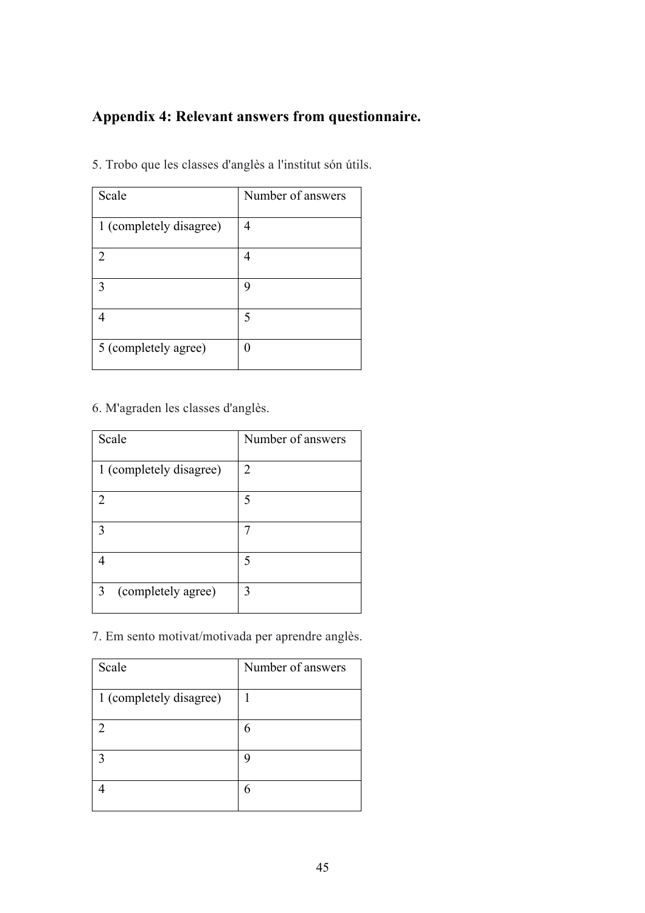## Appendix 4: Relevant answers from questionnaire.

5. Trobo que les classes d'anglès a l'institut són útils.

| Scale | Number of answers |
|---|---|
| 1 (completely disagree) | 4 |
| 2 | 4 |
| 3 | 9 |
| 4 | 5 |
| 5 (completely agree) | 0 |

6. M'agraden les classes d'anglès.

| Scale | Number of answers |
|---|---|
| 1 (completely disagree) | 2 |
| 2 | 5 |
| 3 | 7 |
| 4 | 5 |
| 3 (completely agree) | 3 |

7. Em sento motivat/motivada per aprendre anglès.

| Scale | Number of answers |
|---|---|
| 1 (completely disagree) | 1 |
| 2 | 6 |
| 3 | 9 |
| 4 | 6 |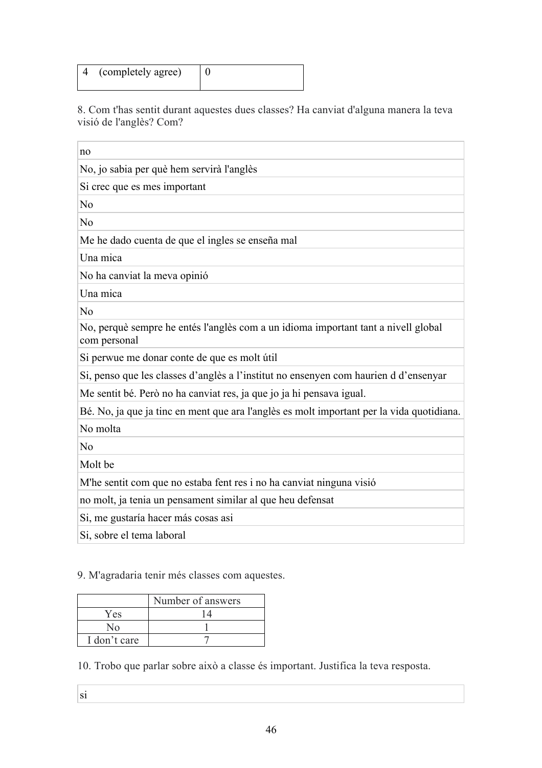| 4 (completely agree) | 0 |
|---|---|

8. Com t'has sentit durant aquestes dues classes? Ha canviat d'alguna manera la teva visió de l'anglès? Com?

| |
|---|
| no |
| No, jo sabia per què hem servirà l'anglès |
| Si crec que es mes important |
| No |
| No |
| Me he dado cuenta de que el ingles se enseña mal |
| Una mica |
| No ha canviat la meva opinió |
| Una mica |
| No |
| No, perquè sempre he entés l'anglès com a un idioma important tant a nivell global com personal |
| Si perwue me donar conte de que es molt útil |
| Si, penso que les classes d'anglès a l'institut no ensenyen com haurien d d'ensenyar |
| Me sentit bé. Però no ha canviat res, ja que jo ja hi pensava igual. |
| Bé. No, ja que ja tinc en ment que ara l'anglès es molt important per la vida quotidiana. |
| No molta |
| No |
| Molt be |
| M'he sentit com que no estaba fent res i no ha canviat ninguna visió |
| no molt, ja tenia un pensament similar al que heu defensat |
| Si, me gustaría hacer más cosas asi |
| Si, sobre el tema laboral |

9. M'agradaria tenir més classes com aquestes.

| | Number of answers |
|---|---|
| Yes | 14 |
| No | 1 |
| I don't care | 7 |

10. Trobo que parlar sobre això a classe és important. Justifica la teva resposta.

| |
|---|
| si |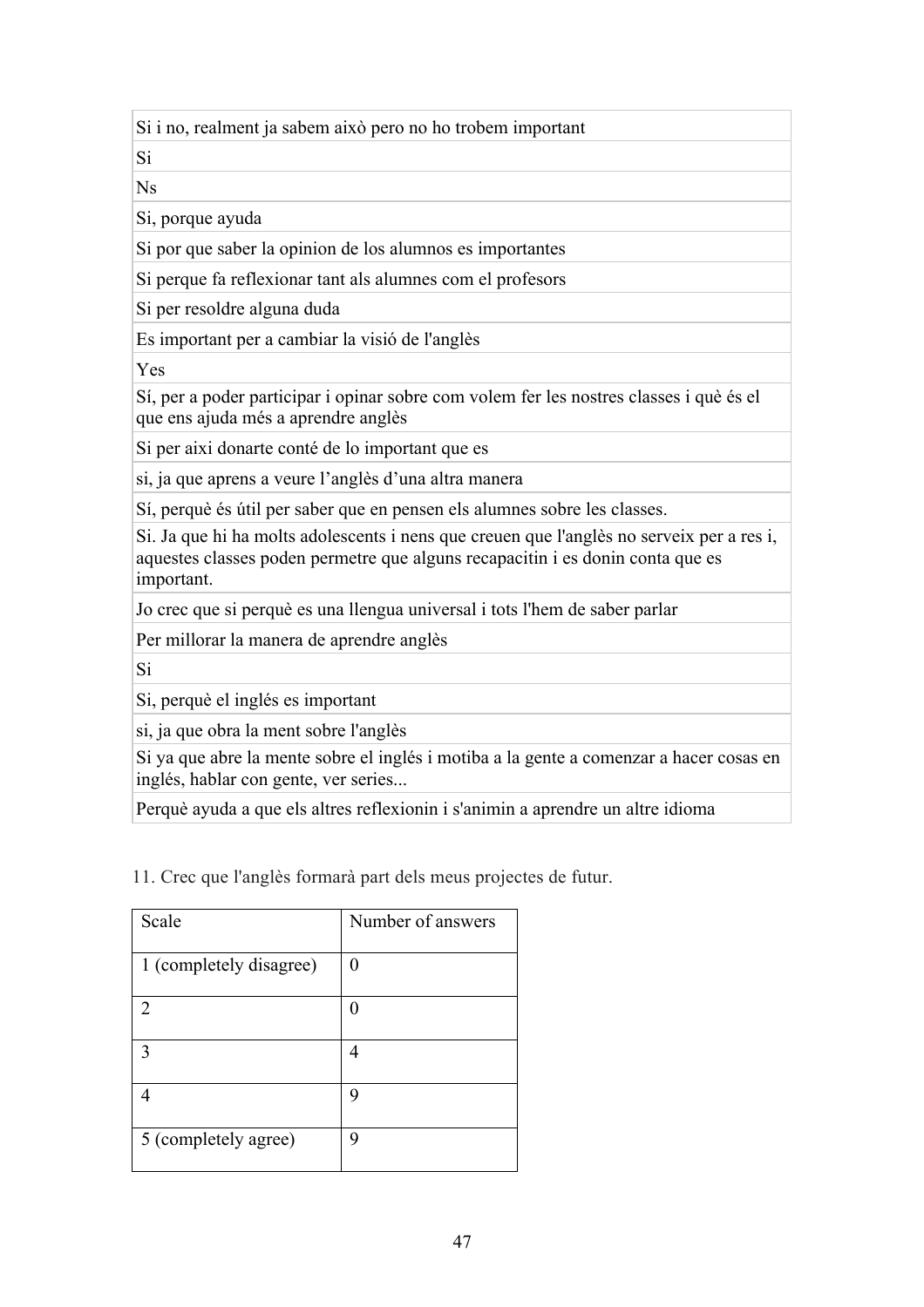| |
|---|
| Si i no, realment ja sabem això pero no ho trobem important |
| Si |
| Ns |
| Si, porque ayuda |
| Si por que saber la opinion de los alumnos es importantes |
| Si perque fa reflexionar tant als alumnes com el profesors |
| Si per resoldre alguna duda |
| Es important per a cambiar la visió de l'anglès |
| Yes |
| Sí, per a poder participar i opinar sobre com volem fer les nostres classes i què és el que ens ajuda més a aprendre anglès |
| Si per aixi donarte conté de lo important que es |
| si, ja que aprens a veure l'anglès d'una altra manera |
| Sí, perquè és útil per saber que en pensen els alumnes sobre les classes. |
| Si. Ja que hi ha molts adolescents i nens que creuen que l'anglès no serveix per a res i, aquestes classes poden permetre que alguns recapacitin i es donin conta que es important. |
| Jo crec que si perquè es una llengua universal i tots l'hem de saber parlar |
| Per millorar la manera de aprendre anglès |
| Si |
| Si, perquè el inglés es important |
| si, ja que obra la ment sobre l'anglès |
| Si ya que abre la mente sobre el inglés i motiba a la gente a comenzar a hacer cosas en inglés, hablar con gente, ver series... |
| Perquè ayuda a que els altres reflexionin i s'animin a aprendre un altre idioma |

11. Crec que l'anglès formarà part dels meus projectes de futur.

| Scale | Number of answers |
|---|---|
| 1 (completely disagree) | 0 |
| 2 | 0 |
| 3 | 4 |
| 4 | 9 |
| 5 (completely agree) | 9 |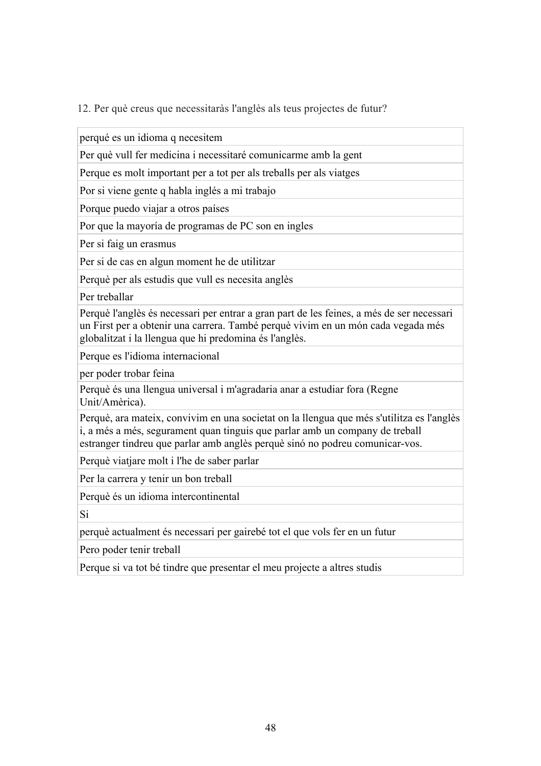12. Per què creus que necessitaràs l'anglès als teus projectes de futur?

| perqué es un idioma q necesitem |
|---|
| Per què vull fer medicina i necessitaré comunicarme amb la gent |
| Perque es molt important per a tot per als treballs per als viatges |
| Por si viene gente q habla inglés a mi trabajo |
| Porque puedo viajar a otros países |
| Por que la mayoría de programas de PC son en ingles |
| Per si faig un erasmus |
| Per si de cas en algun moment he de utilitzar |
| Perquè per als estudis que vull es necesita anglès |
| Per treballar |
| Perquè l'anglès és necessari per entrar a gran part de les feines, a més de ser necessari un First per a obtenir una carrera. També perquè vivim en un món cada vegada més globalitzat i la llengua que hi predomina és l'anglès. |
| Perque es l'idioma internacional |
| per poder trobar feina |
| Perquè és una llengua universal i m'agradaria anar a estudiar fora (Regne Unit/Amèrica). |
| Perquè, ara mateix, convivim en una societat on la llengua que més s'utilitza es l'anglès i, a més a més, segurament quan tinguis que parlar amb un company de treball estranger tindreu que parlar amb anglès perquè sinó no podreu comunicar-vos. |
| Perquè viatjare molt i l'he de saber parlar |
| Per la carrera y tenir un bon treball |
| Perquè és un idioma intercontinental |
| Si |
| perquè actualment és necessari per gairebé tot el que vols fer en un futur |
| Pero poder tenir treball |
| Perque si va tot bé tindre que presentar el meu projecte a altres studis |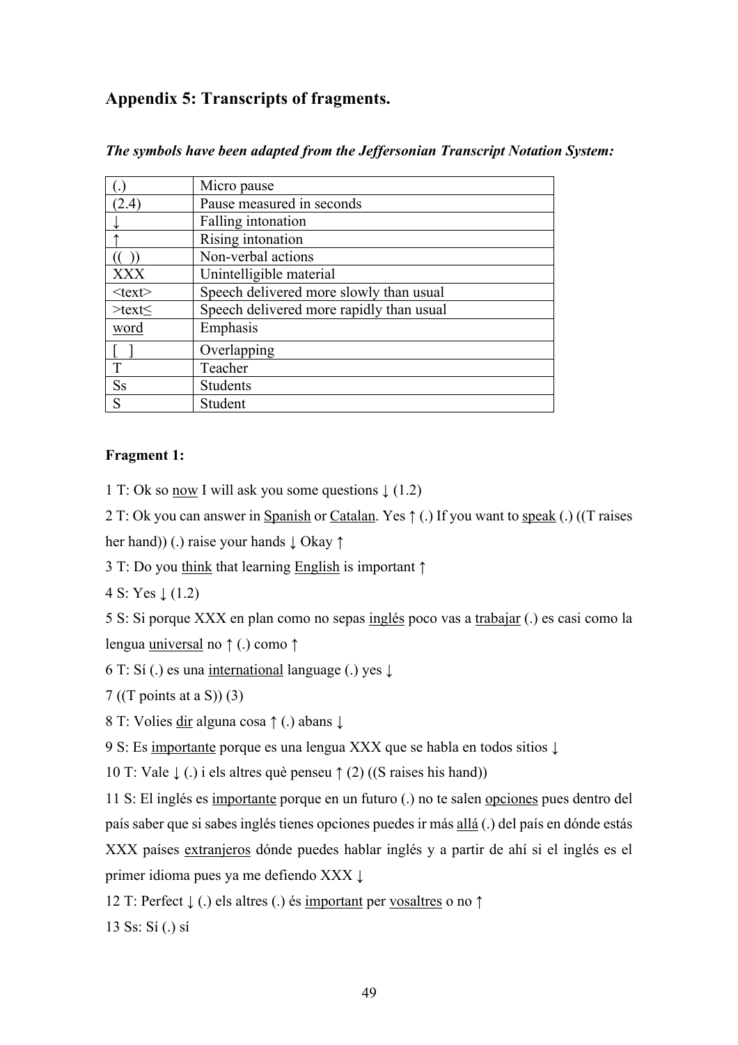## Appendix 5: Transcripts of fragments.

***The symbols have been adapted from the Jeffersonian Transcript Notation System:***

| | |
|---|---|
| (.) | Micro pause |
| (2.4) | Pause measured in seconds |
| ↓ | Falling intonation |
| ↑ | Rising intonation |
| (( )) | Non-verbal actions |
| XXX | Unintelligible material |
| <text> | Speech delivered more slowly than usual |
| >text≤ | Speech delivered more rapidly than usual |
| <u>word</u> | Emphasis |
| [ ] | Overlapping |
| T | Teacher |
| Ss | Students |
| S | Student |

**Fragment 1:**

1 T: Ok so <u>now</u> I will ask you some questions ↓ (1.2)

2 T: Ok you can answer in <u>Spanish</u> or <u>Catalan</u>. Yes ↑ (.) If you want to <u>speak</u> (.) ((T raises her hand)) (.) raise your hands ↓ Okay ↑

3 T: Do you <u>think</u> that learning <u>English</u> is important ↑

4 S: Yes ↓ (1.2)

5 S: Si porque XXX en plan como no sepas <u>inglés</u> poco vas a <u>trabajar</u> (.) es casi como la lengua <u>universal</u> no ↑ (.) como ↑

6 T: Sí (.) es una <u>international</u> language (.) yes ↓

7 ((T points at a S)) (3)

8 T: Volies <u>dir</u> alguna cosa ↑ (.) abans ↓

9 S: Es <u>importante</u> porque es una lengua XXX que se habla en todos sitios ↓

10 T: Vale ↓ (.) i els altres què penseu ↑ (2) ((S raises his hand))

11 S: El inglés es <u>importante</u> porque en un futuro (.) no te salen <u>opciones</u> pues dentro del país saber que si sabes inglés tienes opciones puedes ir más <u>allá</u> (.) del país en dónde estás XXX países <u>extranjeros</u> dónde puedes hablar inglés y a partir de ahí si el inglés es el primer idioma pues ya me defiendo XXX ↓

12 T: Perfect ↓ (.) els altres (.) és <u>important</u> per <u>vosaltres</u> o no ↑

13 Ss: Sí (.) sí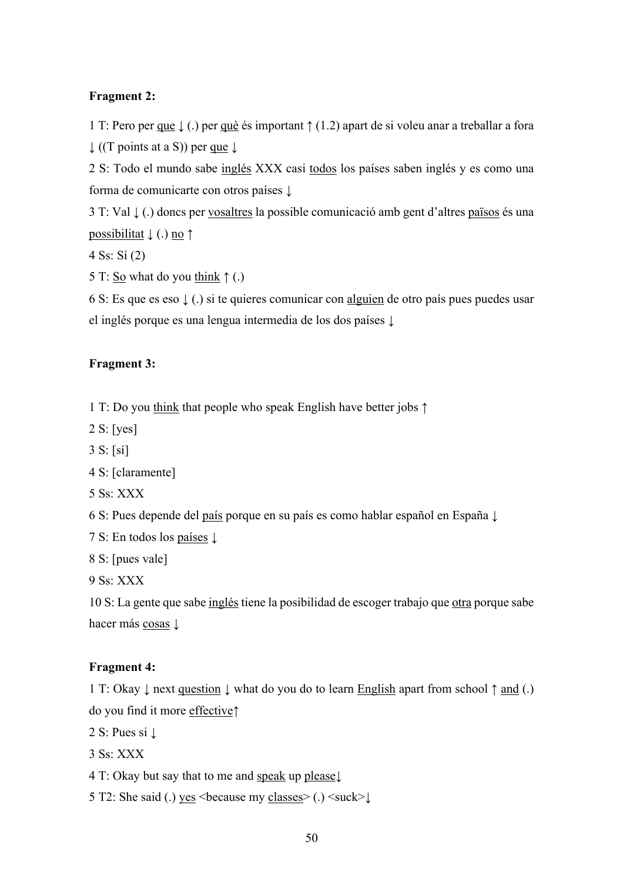**Fragment 2:**

1 T: Pero per <u>que</u> ↓ (.) per <u>què</u> és important ↑ (1.2) apart de si voleu anar a treballar a fora ↓ ((T points at a S)) per <u>que</u> ↓

2 S: Todo el mundo sabe <u>inglés</u> XXX casi <u>todos</u> los países saben inglés y es como una forma de comunicarte con otros países ↓

3 T: Val ↓ (.) doncs per <u>vosaltres</u> la possible comunicació amb gent d'altres <u>països</u> és una <u>possibilitat</u> ↓ (.) <u>no</u> ↑

4 Ss: Sí (2)

5 T: <u>So</u> what do you <u>think</u> ↑ (.)

6 S: Es que es eso ↓ (.) si te quieres comunicar con <u>alguien</u> de otro país pues puedes usar el inglés porque es una lengua intermedia de los dos países ↓

**Fragment 3:**

1 T: Do you <u>think</u> that people who speak English have better jobs ↑

2 S: [yes]

3 S: [sí]

4 S: [claramente]

5 Ss: XXX

6 S: Pues depende del <u>país</u> porque en su país es como hablar español en España ↓

7 S: En todos los <u>países</u> ↓

8 S: [pues vale]

9 Ss: XXX

10 S: La gente que sabe <u>inglés</u> tiene la posibilidad de escoger trabajo que <u>otra</u> porque sabe hacer más <u>cosas</u> ↓

**Fragment 4:**

1 T: Okay ↓ next <u>question</u> ↓ what do you do to learn <u>English</u> apart from school ↑ <u>and</u> (.) do you find it more <u>effective</u>↑

2 S: Pues si ↓

3 Ss: XXX

4 T: Okay but say that to me and <u>speak</u> up <u>please</u>↓

5 T2: She said (.) <u>yes</u> <because my <u>classes</u>> (.) <suck>↓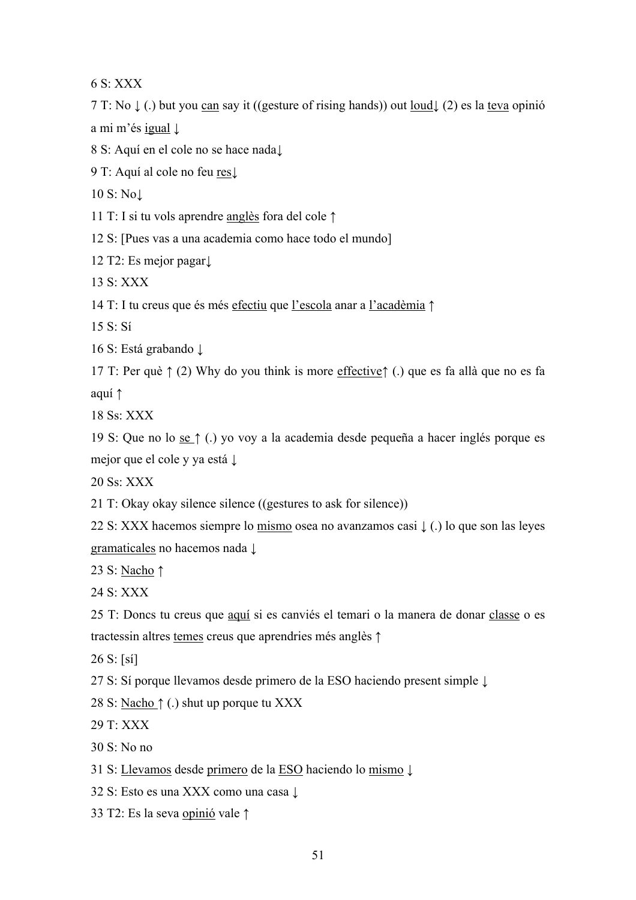6 S: XXX

7 T: No ↓ (.) but you can say it ((gesture of rising hands)) out loud↓ (2) es la teva opinió a mi m'és igual ↓

8 S: Aquí en el cole no se hace nada↓

9 T: Aquí al cole no feu res↓

10 S: No↓

11 T: I si tu vols aprendre anglès fora del cole ↑

12 S: [Pues vas a una academia como hace todo el mundo]

12 T2: Es mejor pagar↓

13 S: XXX

14 T: I tu creus que és més efectiu que l'escola anar a l'acadèmia ↑

15 S: Sí

16 S: Está grabando ↓

17 T: Per què ↑ (2) Why do you think is more effective↑ (.) que es fa allà que no es fa aquí ↑

18 Ss: XXX

19 S: Que no lo se ↑ (.) yo voy a la academia desde pequeña a hacer inglés porque es mejor que el cole y ya está ↓

20 Ss: XXX

21 T: Okay okay silence silence ((gestures to ask for silence))

22 S: XXX hacemos siempre lo mismo osea no avanzamos casi ↓ (.) lo que son las leyes gramaticales no hacemos nada ↓

23 S: Nacho ↑

24 S: XXX

25 T: Doncs tu creus que aquí si es canviés el temari o la manera de donar classe o es tractessin altres temes creus que aprendries més anglès ↑

26 S: [sí]

27 S: Sí porque llevamos desde primero de la ESO haciendo present simple ↓

28 S: Nacho ↑ (.) shut up porque tu XXX

29 T: XXX

30 S: No no

31 S: Llevamos desde primero de la ESO haciendo lo mismo ↓

32 S: Esto es una XXX como una casa ↓

33 T2: Es la seva opinió vale ↑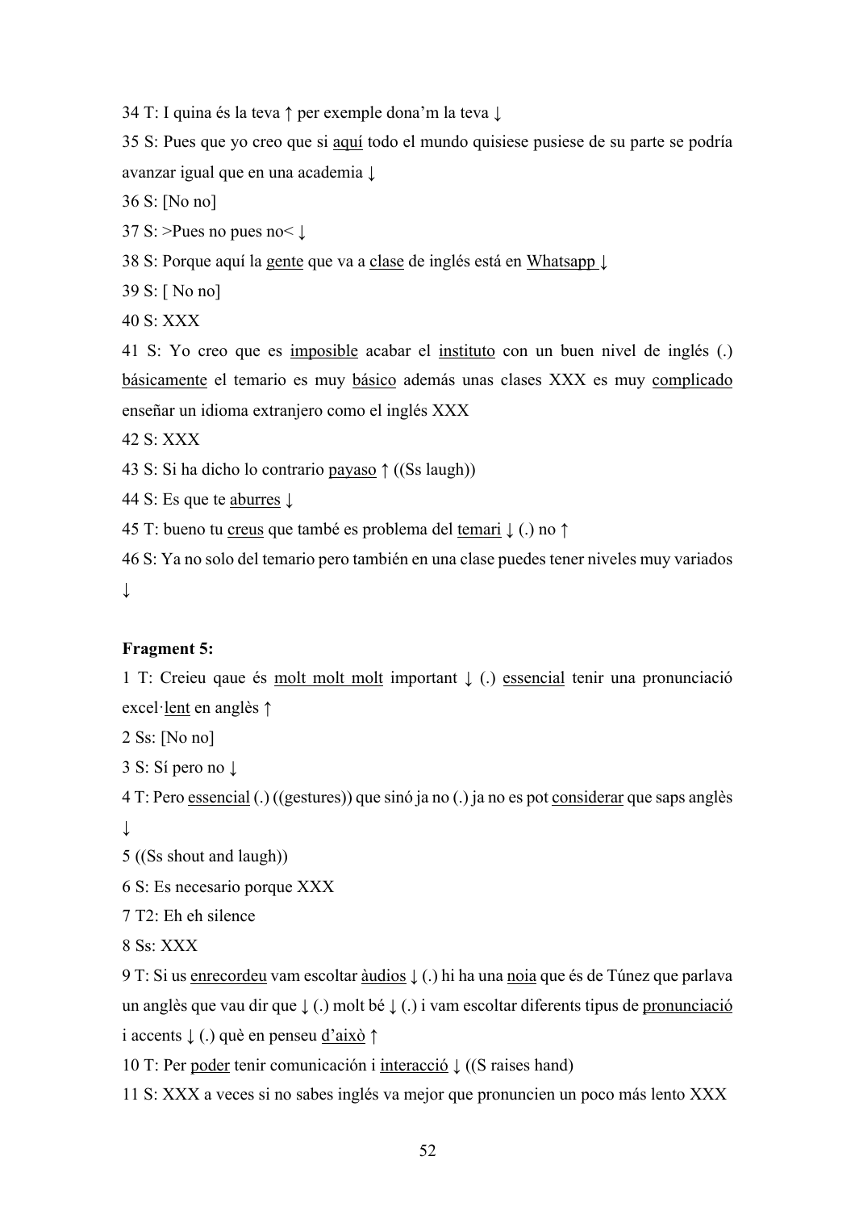34 T: I quina és la teva ↑ per exemple dona'm la teva ↓

35 S: Pues que yo creo que si aquí todo el mundo quisiese pusiese de su parte se podría avanzar igual que en una academia ↓

36 S: [No no]

37 S: >Pues no pues no< ↓

38 S: Porque aquí la gente que va a clase de inglés está en Whatsapp ↓

39 S: [ No no]

40 S: XXX

41 S: Yo creo que es imposible acabar el instituto con un buen nivel de inglés (.) básicamente el temario es muy básico además unas clases XXX es muy complicado enseñar un idioma extranjero como el inglés XXX

42 S: XXX

43 S: Si ha dicho lo contrario payaso ↑ ((Ss laugh))

44 S: Es que te aburres ↓

45 T: bueno tu creus que també es problema del temari ↓ (.) no ↑

46 S: Ya no solo del temario pero también en una clase puedes tener niveles muy variados ↓

**Fragment 5:**

1 T: Creieu qaue és molt molt molt important ↓ (.) essencial tenir una pronunciació excel·lent en anglès ↑

2 Ss: [No no]

3 S: Sí pero no ↓

4 T: Pero essencial (.) ((gestures)) que sinó ja no (.) ja no es pot considerar que saps anglès ↓

5 ((Ss shout and laugh))

6 S: Es necesario porque XXX

7 T2: Eh eh silence

8 Ss: XXX

9 T: Si us enrecordeu vam escoltar àudios ↓ (.) hi ha una noia que és de Túnez que parlava un anglès que vau dir que ↓ (.) molt bé ↓ (.) i vam escoltar diferents tipus de pronunciació i accents ↓ (.) què en penseu d'això ↑

10 T: Per poder tenir comunicación i interacció ↓ ((S raises hand)

11 S: XXX a veces si no sabes inglés va mejor que pronuncien un poco más lento XXX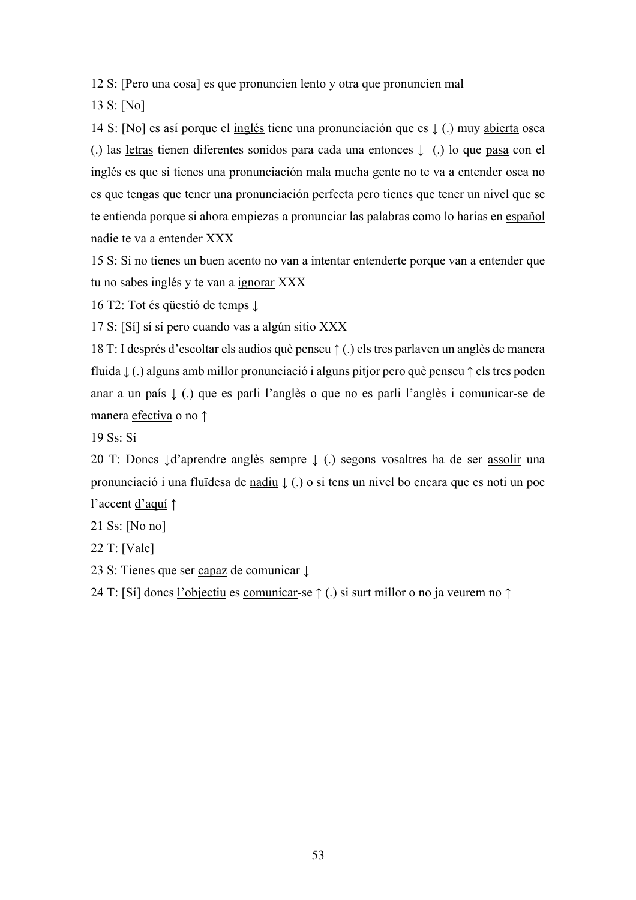12 S: [Pero una cosa] es que pronuncien lento y otra que pronuncien mal

13 S: [No]

14 S: [No] es así porque el <u>inglés</u> tiene una pronunciación que es ↓ (.) muy <u>abierta</u> osea (.) las <u>letras</u> tienen diferentes sonidos para cada una entonces ↓ (.) lo que <u>pasa</u> con el inglés es que si tienes una pronunciación <u>mala</u> mucha gente no te va a entender osea no es que tengas que tener una <u>pronunciación</u> <u>perfecta</u> pero tienes que tener un nivel que se te entienda porque si ahora empiezas a pronunciar las palabras como lo harías en <u>español</u> nadie te va a entender XXX

15 S: Si no tienes un buen <u>acento</u> no van a intentar entenderte porque van a <u>entender</u> que tu no sabes inglés y te van a <u>ignorar</u> XXX

16 T2: Tot és qüestió de temps ↓

17 S: [Sí] sí sí pero cuando vas a algún sitio XXX

18 T: I després d'escoltar els <u>audios</u> què penseu ↑ (.) els <u>tres</u> parlaven un anglès de manera fluida ↓ (.) alguns amb millor pronunciació i alguns pitjor pero què penseu ↑ els tres poden anar a un país ↓ (.) que es parli l'anglès o que no es parli l'anglès i comunicar-se de manera <u>efectiva</u> o no ↑

19 Ss: Sí

20 T: Doncs ↓d'aprendre anglès sempre ↓ (.) segons vosaltres ha de ser <u>assolir</u> una pronunciació i una fluïdesa de <u>nadiu</u> ↓ (.) o si tens un nivel bo encara que es noti un poc l'accent <u>d'aquí</u> ↑

21 Ss: [No no]

22 T: [Vale]

23 S: Tienes que ser <u>capaz</u> de comunicar ↓

24 T: [Sí] doncs <u>l'objectiu</u> es <u>comunicar</u>-se ↑ (.) si surt millor o no ja veurem no ↑